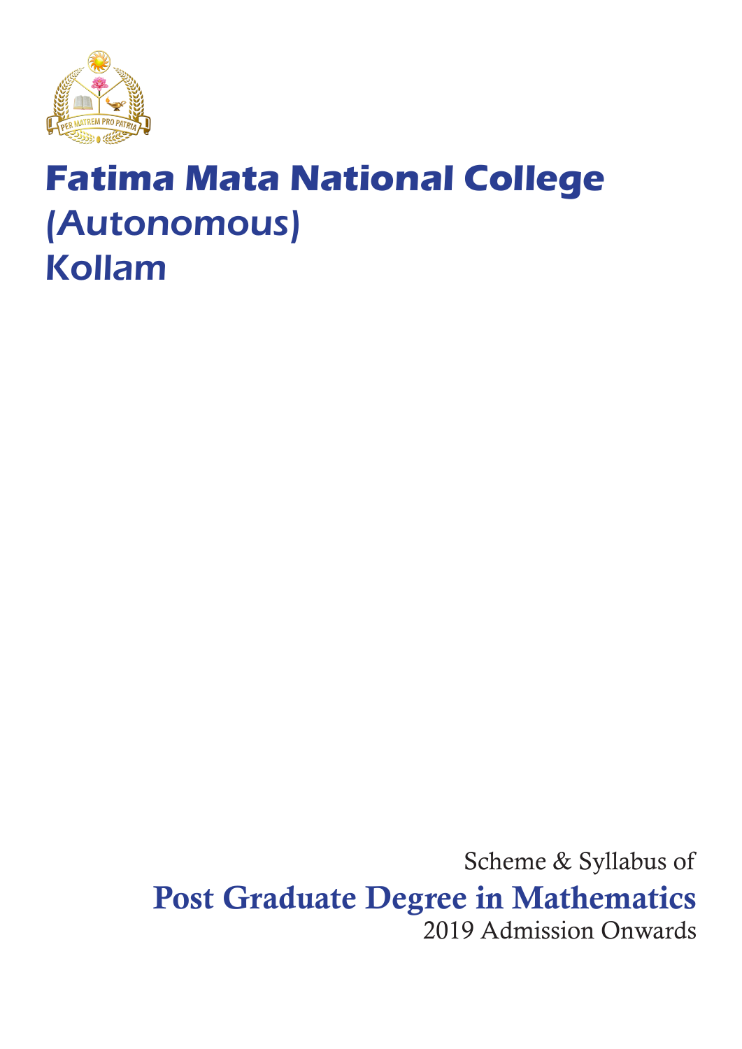# Fatima Mata National College
## (Autonomous)
## Kollam

Scheme & Syllabus of

**Post Graduate Degree in Mathematics**

2019 Admission Onwards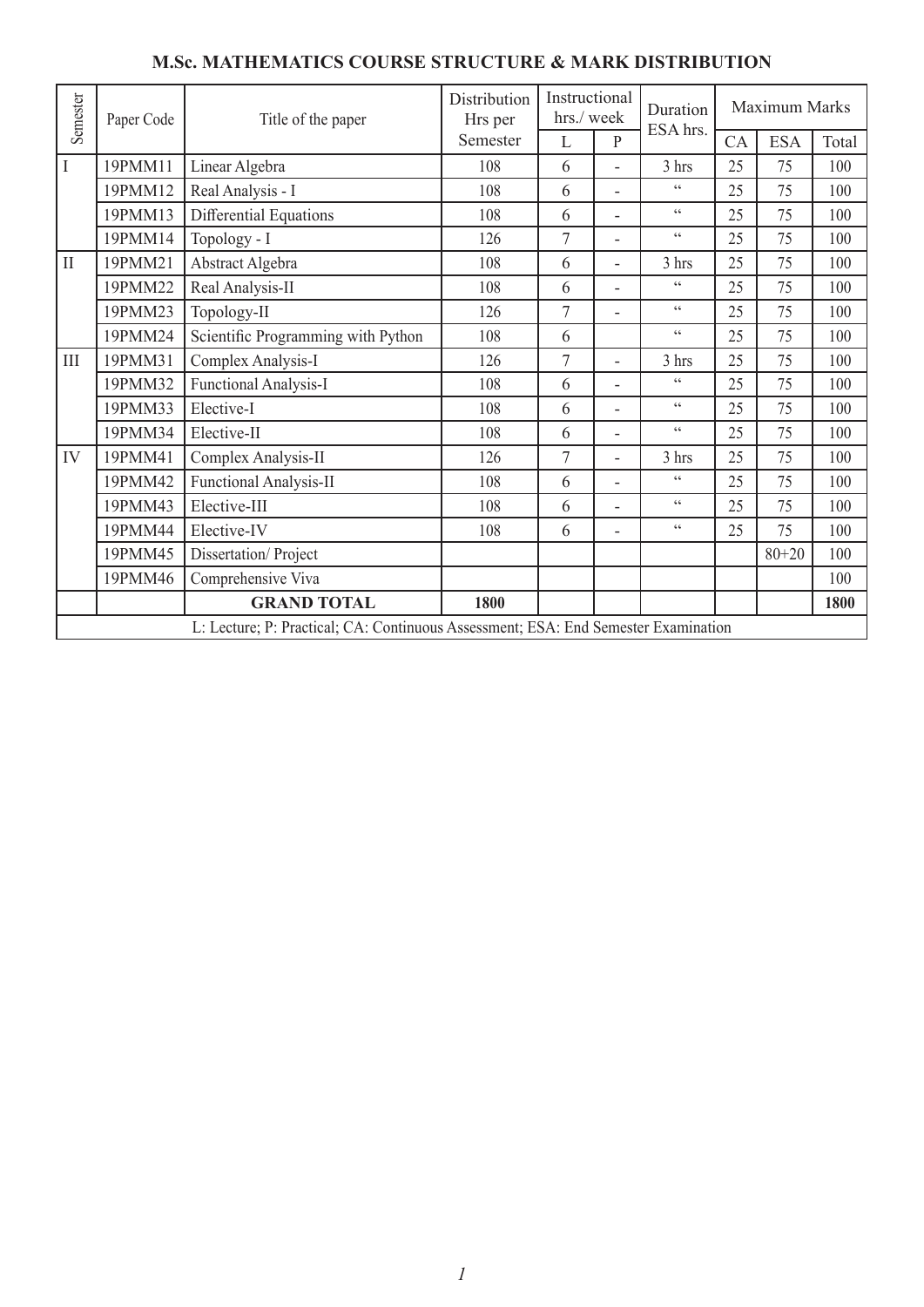## M.Sc. MATHEMATICS COURSE STRUCTURE & MARK DISTRIBUTION

| Semester | Paper Code | Title of the paper | Distribution Hrs per Semester | Instructional hrs./ week | | Duration ESA hrs. | Maximum Marks | | |
|---|---|---|---|---|---|---|---|---|---|
| | | | | L | P | | CA | ESA | Total |
| I | 19PMM11 | Linear Algebra | 108 | 6 | - | 3 hrs | 25 | 75 | 100 |
| | 19PMM12 | Real Analysis - I | 108 | 6 | - | " | 25 | 75 | 100 |
| | 19PMM13 | Differential Equations | 108 | 6 | - | " | 25 | 75 | 100 |
| | 19PMM14 | Topology - I | 126 | 7 | - | " | 25 | 75 | 100 |
| II | 19PMM21 | Abstract Algebra | 108 | 6 | - | 3 hrs | 25 | 75 | 100 |
| | 19PMM22 | Real Analysis-II | 108 | 6 | - | " | 25 | 75 | 100 |
| | 19PMM23 | Topology-II | 126 | 7 | - | " | 25 | 75 | 100 |
| | 19PMM24 | Scientific Programming with Python | 108 | 6 | | " | 25 | 75 | 100 |
| III | 19PMM31 | Complex Analysis-I | 126 | 7 | - | 3 hrs | 25 | 75 | 100 |
| | 19PMM32 | Functional Analysis-I | 108 | 6 | - | " | 25 | 75 | 100 |
| | 19PMM33 | Elective-I | 108 | 6 | - | " | 25 | 75 | 100 |
| | 19PMM34 | Elective-II | 108 | 6 | - | " | 25 | 75 | 100 |
| IV | 19PMM41 | Complex Analysis-II | 126 | 7 | - | 3 hrs | 25 | 75 | 100 |
| | 19PMM42 | Functional Analysis-II | 108 | 6 | - | " | 25 | 75 | 100 |
| | 19PMM43 | Elective-III | 108 | 6 | - | " | 25 | 75 | 100 |
| | 19PMM44 | Elective-IV | 108 | 6 | - | " | 25 | 75 | 100 |
| | 19PMM45 | Dissertation/ Project | | | | | | 80+20 | 100 |
| | 19PMM46 | Comprehensive Viva | | | | | | | 100 |
| | | **GRAND TOTAL** | **1800** | | | | | | **1800** |

L: Lecture; P: Practical; CA: Continuous Assessment; ESA: End Semester Examination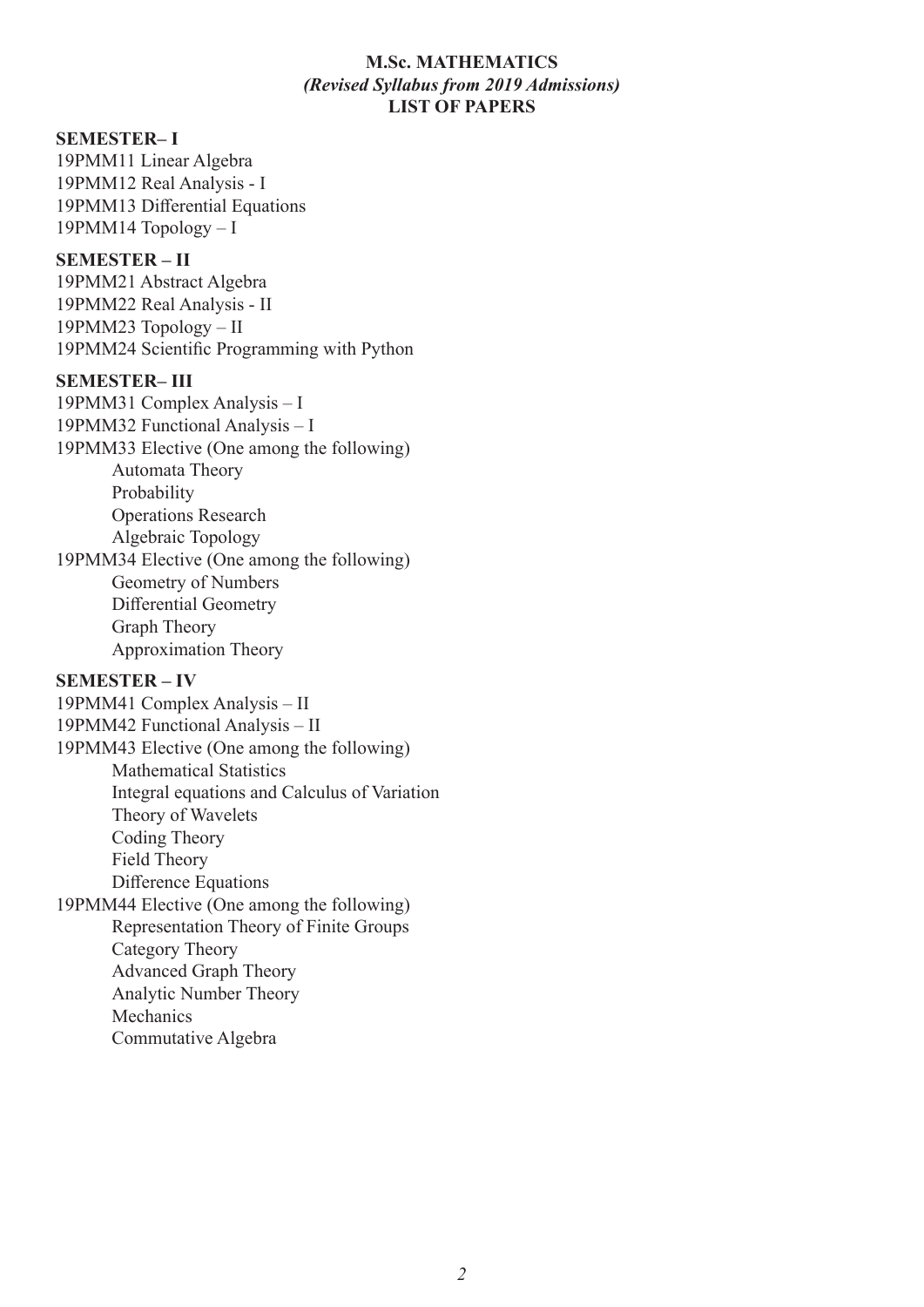# M.Sc. MATHEMATICS

***(Revised Syllabus from 2019 Admissions)***

**LIST OF PAPERS**

## SEMESTER– I

19PMM11 Linear Algebra
19PMM12 Real Analysis - I
19PMM13 Differential Equations
19PMM14 Topology – I

## SEMESTER – II

19PMM21 Abstract Algebra
19PMM22 Real Analysis - II
19PMM23 Topology – II
19PMM24 Scientific Programming with Python

## SEMESTER– III

19PMM31 Complex Analysis – I
19PMM32 Functional Analysis – I
19PMM33 Elective (One among the following)

- Automata Theory
- Probability
- Operations Research
- Algebraic Topology

19PMM34 Elective (One among the following)

- Geometry of Numbers
- Differential Geometry
- Graph Theory
- Approximation Theory

## SEMESTER – IV

19PMM41 Complex Analysis – II
19PMM42 Functional Analysis – II
19PMM43 Elective (One among the following)

- Mathematical Statistics
- Integral equations and Calculus of Variation
- Theory of Wavelets
- Coding Theory
- Field Theory
- Difference Equations

19PMM44 Elective (One among the following)

- Representation Theory of Finite Groups
- Category Theory
- Advanced Graph Theory
- Analytic Number Theory
- Mechanics
- Commutative Algebra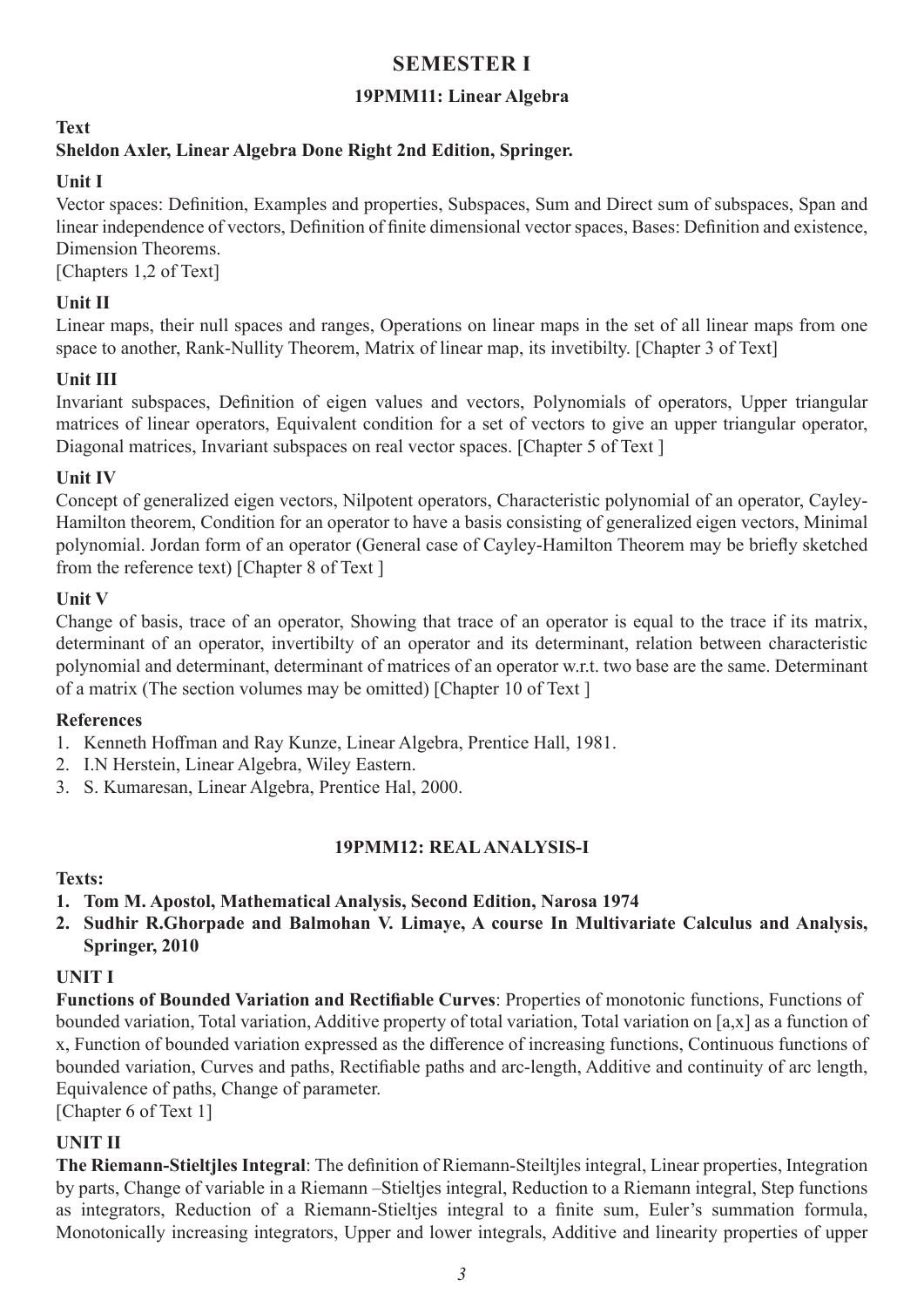# SEMESTER I

## 19PMM11: Linear Algebra

**Text**

**Sheldon Axler, Linear Algebra Done Right 2nd Edition, Springer.**

**Unit I**

Vector spaces: Definition, Examples and properties, Subspaces, Sum and Direct sum of subspaces, Span and linear independence of vectors, Definition of finite dimensional vector spaces, Bases: Definition and existence, Dimension Theorems.
[Chapters 1,2 of Text]

**Unit II**

Linear maps, their null spaces and ranges, Operations on linear maps in the set of all linear maps from one space to another, Rank-Nullity Theorem, Matrix of linear map, its invetibilty. [Chapter 3 of Text]

**Unit III**

Invariant subspaces, Definition of eigen values and vectors, Polynomials of operators, Upper triangular matrices of linear operators, Equivalent condition for a set of vectors to give an upper triangular operator, Diagonal matrices, Invariant subspaces on real vector spaces. [Chapter 5 of Text ]

**Unit IV**

Concept of generalized eigen vectors, Nilpotent operators, Characteristic polynomial of an operator, Cayley-Hamilton theorem, Condition for an operator to have a basis consisting of generalized eigen vectors, Minimal polynomial. Jordan form of an operator (General case of Cayley-Hamilton Theorem may be briefly sketched from the reference text) [Chapter 8 of Text ]

**Unit V**

Change of basis, trace of an operator, Showing that trace of an operator is equal to the trace if its matrix, determinant of an operator, invertibilty of an operator and its determinant, relation between characteristic polynomial and determinant, determinant of matrices of an operator w.r.t. two base are the same. Determinant of a matrix (The section volumes may be omitted) [Chapter 10 of Text ]

**References**

1. Kenneth Hoffman and Ray Kunze, Linear Algebra, Prentice Hall, 1981.
2. I.N Herstein, Linear Algebra, Wiley Eastern.
3. S. Kumaresan, Linear Algebra, Prentice Hal, 2000.

## 19PMM12: REAL ANALYSIS-I

**Texts:**

1. **Tom M. Apostol, Mathematical Analysis, Second Edition, Narosa 1974**
2. **Sudhir R.Ghorpade and Balmohan V. Limaye, A course In Multivariate Calculus and Analysis, Springer, 2010**

**UNIT I**

**Functions of Bounded Variation and Rectifiable Curves**: Properties of monotonic functions, Functions of bounded variation, Total variation, Additive property of total variation, Total variation on [a,x] as a function of x, Function of bounded variation expressed as the difference of increasing functions, Continuous functions of bounded variation, Curves and paths, Rectifiable paths and arc-length, Additive and continuity of arc length, Equivalence of paths, Change of parameter.
[Chapter 6 of Text 1]

**UNIT II**

**The Riemann-Stieltjles Integral**: The definition of Riemann-Steiltjles integral, Linear properties, Integration by parts, Change of variable in a Riemann –Stieltjes integral, Reduction to a Riemann integral, Step functions as integrators, Reduction of a Riemann-Stieltjes integral to a finite sum, Euler's summation formula, Monotonically increasing integrators, Upper and lower integrals, Additive and linearity properties of upper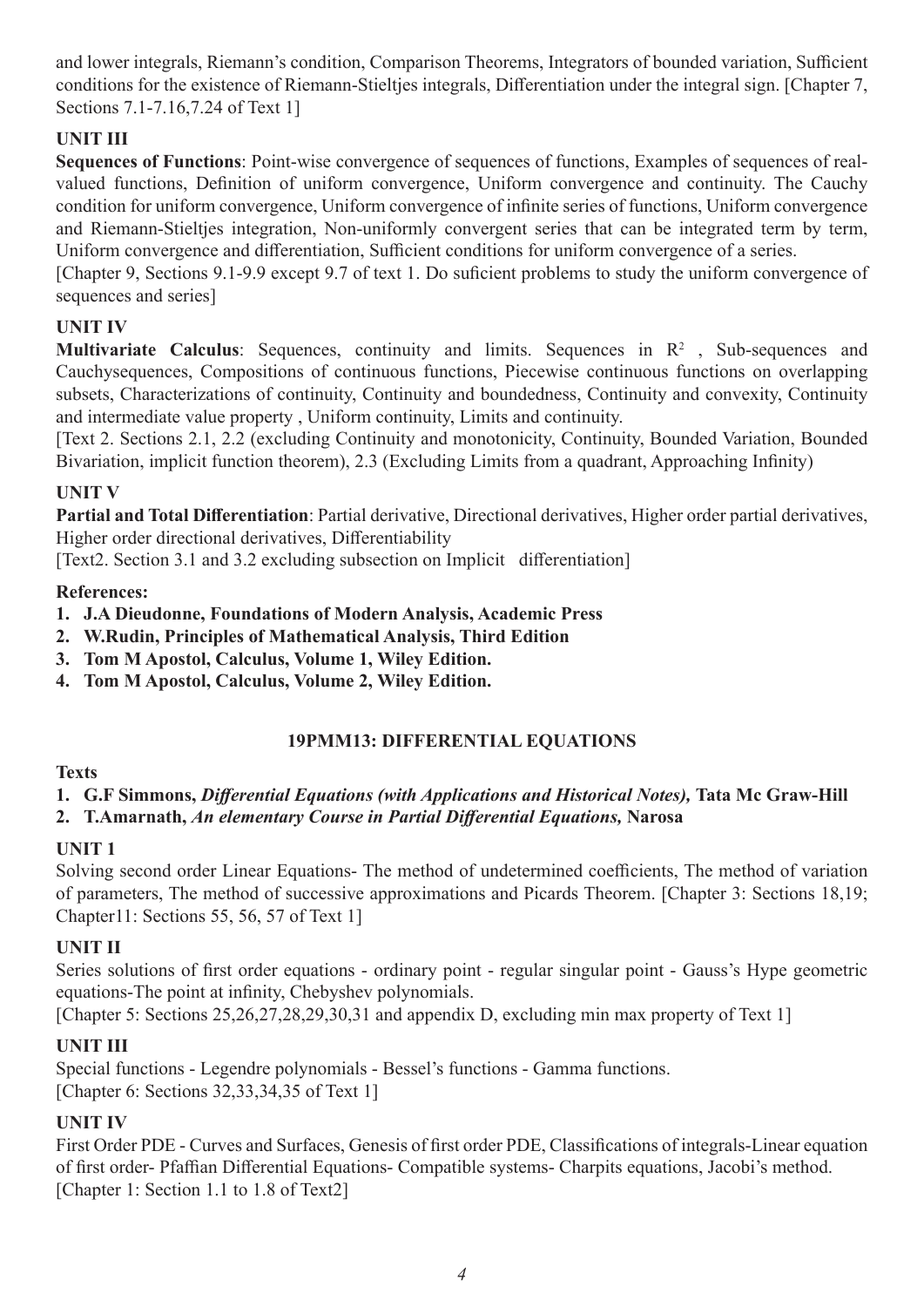and lower integrals, Riemann's condition, Comparison Theorems, Integrators of bounded variation, Sufficient conditions for the existence of Riemann-Stieltjes integrals, Differentiation under the integral sign. [Chapter 7, Sections 7.1-7.16,7.24 of Text 1]

### UNIT III

**Sequences of Functions**: Point-wise convergence of sequences of functions, Examples of sequences of real-valued functions, Definition of uniform convergence, Uniform convergence and continuity. The Cauchy condition for uniform convergence, Uniform convergence of infinite series of functions, Uniform convergence and Riemann-Stieltjes integration, Non-uniformly convergent series that can be integrated term by term, Uniform convergence and differentiation, Sufficient conditions for uniform convergence of a series.

[Chapter 9, Sections 9.1-9.9 except 9.7 of text 1. Do suficient problems to study the uniform convergence of sequences and series]

### UNIT IV

**Multivariate Calculus**: Sequences, continuity and limits. Sequences in $R^2$ , Sub-sequences and Cauchysequences, Compositions of continuous functions, Piecewise continuous functions on overlapping subsets, Characterizations of continuity, Continuity and boundedness, Continuity and convexity, Continuity and intermediate value property , Uniform continuity, Limits and continuity.

[Text 2. Sections 2.1, 2.2 (excluding Continuity and monotonicity, Continuity, Bounded Variation, Bounded Bivariation, implicit function theorem), 2.3 (Excluding Limits from a quadrant, Approaching Infinity)

### UNIT V

**Partial and Total Differentiation**: Partial derivative, Directional derivatives, Higher order partial derivatives, Higher order directional derivatives, Differentiability

[Text2. Section 3.1 and 3.2 excluding subsection on Implicit differentiation]

**References:**

1. **J.A Dieudonne, Foundations of Modern Analysis, Academic Press**
2. **W.Rudin, Principles of Mathematical Analysis, Third Edition**
3. **Tom M Apostol, Calculus, Volume 1, Wiley Edition.**
4. **Tom M Apostol, Calculus, Volume 2, Wiley Edition.**

## 19PMM13: DIFFERENTIAL EQUATIONS

**Texts**

1. **G.F Simmons, *Differential Equations (with Applications and Historical Notes),* Tata Mc Graw-Hill**
2. **T.Amarnath, *An elementary Course in Partial Differential Equations,* Narosa**

### UNIT 1

Solving second order Linear Equations- The method of undetermined coefficients, The method of variation of parameters, The method of successive approximations and Picards Theorem. [Chapter 3: Sections 18,19; Chapter11: Sections 55, 56, 57 of Text 1]

### UNIT II

Series solutions of first order equations - ordinary point - regular singular point - Gauss's Hype geometric equations-The point at infinity, Chebyshev polynomials.

[Chapter 5: Sections 25,26,27,28,29,30,31 and appendix D, excluding min max property of Text 1]

### UNIT III

Special functions - Legendre polynomials - Bessel's functions - Gamma functions.

[Chapter 6: Sections 32,33,34,35 of Text 1]

### UNIT IV

First Order PDE - Curves and Surfaces, Genesis of first order PDE, Classifications of integrals-Linear equation of first order- Pfaffian Differential Equations- Compatible systems- Charpits equations, Jacobi's method.

[Chapter 1: Section 1.1 to 1.8 of Text2]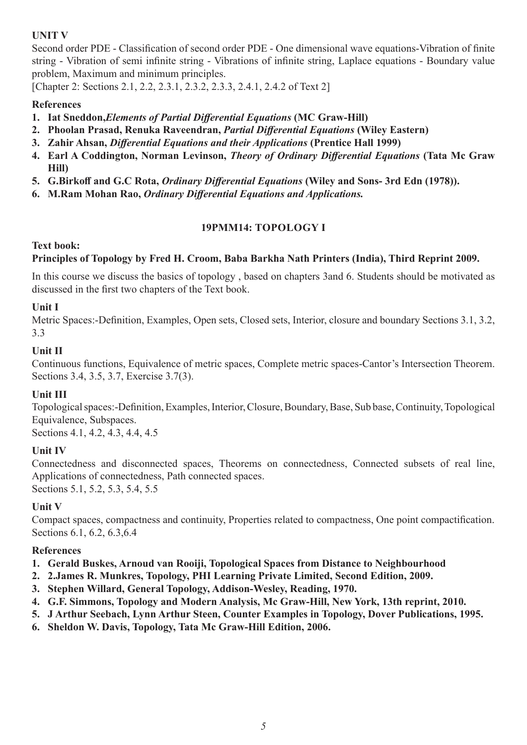### UNIT V

Second order PDE - Classification of second order PDE - One dimensional wave equations-Vibration of finite string - Vibration of semi infinite string - Vibrations of infinite string, Laplace equations - Boundary value problem, Maximum and minimum principles.

[Chapter 2: Sections 2.1, 2.2, 2.3.1, 2.3.2, 2.3.3, 2.4.1, 2.4.2 of Text 2]

### References

1. **Iat Sneddon,*Elements of Partial Differential Equations* (MC Graw-Hill)**
2. **Phoolan Prasad, Renuka Raveendran, *Partial Differential Equations* (Wiley Eastern)**
3. **Zahir Ahsan, *Differential Equations and their Applications* (Prentice Hall 1999)**
4. **Earl A Coddington, Norman Levinson, *Theory of Ordinary Differential Equations* (Tata Mc Graw Hill)**
5. **G.Birkoff and G.C Rota, *Ordinary Differential Equations* (Wiley and Sons- 3rd Edn (1978)).**
6. **M.Ram Mohan Rao, *Ordinary Differential Equations and Applications.***

## 19PMM14: TOPOLOGY I

**Text book:**

**Principles of Topology by Fred H. Croom, Baba Barkha Nath Printers (India), Third Reprint 2009.**

In this course we discuss the basics of topology , based on chapters 3and 6. Students should be motivated as discussed in the first two chapters of the Text book.

### Unit I

Metric Spaces:-Definition, Examples, Open sets, Closed sets, Interior, closure and boundary Sections 3.1, 3.2, 3.3

### Unit II

Continuous functions, Equivalence of metric spaces, Complete metric spaces-Cantor's Intersection Theorem. Sections 3.4, 3.5, 3.7, Exercise 3.7(3).

### Unit III

Topological spaces:-Definition, Examples, Interior, Closure, Boundary, Base, Sub base, Continuity, Topological Equivalence, Subspaces.

Sections 4.1, 4.2, 4.3, 4.4, 4.5

### Unit IV

Connectedness and disconnected spaces, Theorems on connectedness, Connected subsets of real line, Applications of connectedness, Path connected spaces.

Sections 5.1, 5.2, 5.3, 5.4, 5.5

### Unit V

Compact spaces, compactness and continuity, Properties related to compactness, One point compactification. Sections 6.1, 6.2, 6.3,6.4

### References

1. **Gerald Buskes, Arnoud van Rooiji, Topological Spaces from Distance to Neighbourhood**
2. **2.James R. Munkres, Topology, PHI Learning Private Limited, Second Edition, 2009.**
3. **Stephen Willard, General Topology, Addison-Wesley, Reading, 1970.**
4. **G.F. Simmons, Topology and Modern Analysis, Mc Graw-Hill, New York, 13th reprint, 2010.**
5. **J Arthur Seebach, Lynn Arthur Steen, Counter Examples in Topology, Dover Publications, 1995.**
6. **Sheldon W. Davis, Topology, Tata Mc Graw-Hill Edition, 2006.**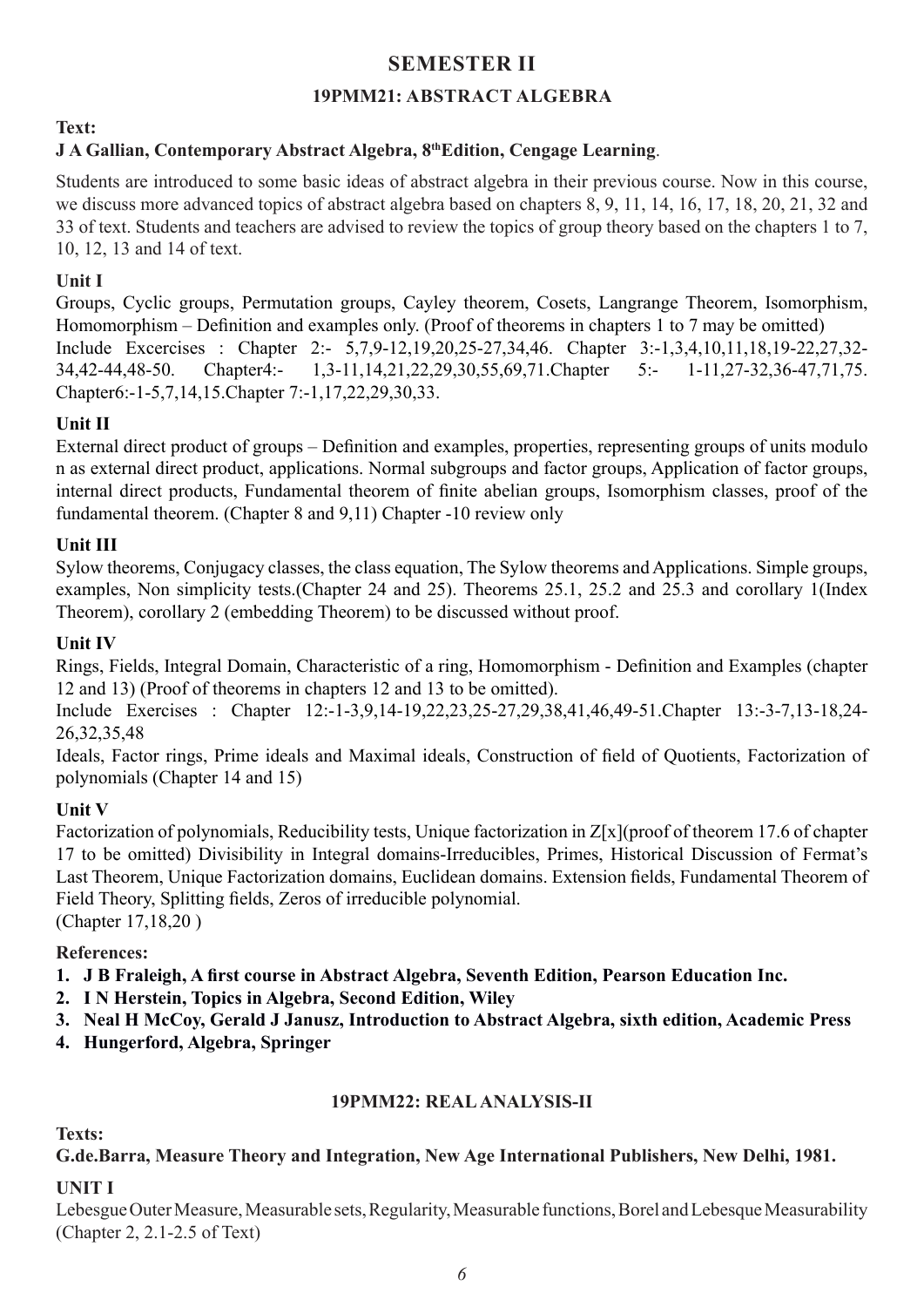## SEMESTER II

### 19PMM21: ABSTRACT ALGEBRA

**Text:**

**J A Gallian, Contemporary Abstract Algebra, 8th Edition, Cengage Learning**.

Students are introduced to some basic ideas of abstract algebra in their previous course. Now in this course, we discuss more advanced topics of abstract algebra based on chapters 8, 9, 11, 14, 16, 17, 18, 20, 21, 32 and 33 of text. Students and teachers are advised to review the topics of group theory based on the chapters 1 to 7, 10, 12, 13 and 14 of text.

**Unit I**

Groups, Cyclic groups, Permutation groups, Cayley theorem, Cosets, Langrange Theorem, Isomorphism, Homomorphism – Definition and examples only. (Proof of theorems in chapters 1 to 7 may be omitted)

Include Excercises : Chapter 2:- 5,7,9-12,19,20,25-27,34,46. Chapter 3:-1,3,4,10,11,18,19-22,27,32-34,42-44,48-50. Chapter4:- 1,3-11,14,21,22,29,30,55,69,71.Chapter 5:- 1-11,27-32,36-47,71,75. Chapter6:-1-5,7,14,15.Chapter 7:-1,17,22,29,30,33.

**Unit II**

External direct product of groups – Definition and examples, properties, representing groups of units modulo n as external direct product, applications. Normal subgroups and factor groups, Application of factor groups, internal direct products, Fundamental theorem of finite abelian groups, Isomorphism classes, proof of the fundamental theorem. (Chapter 8 and 9,11) Chapter -10 review only

**Unit III**

Sylow theorems, Conjugacy classes, the class equation, The Sylow theorems and Applications. Simple groups, examples, Non simplicity tests.(Chapter 24 and 25). Theorems 25.1, 25.2 and 25.3 and corollary 1(Index Theorem), corollary 2 (embedding Theorem) to be discussed without proof.

**Unit IV**

Rings, Fields, Integral Domain, Characteristic of a ring, Homomorphism - Definition and Examples (chapter 12 and 13) (Proof of theorems in chapters 12 and 13 to be omitted).

Include Exercises : Chapter 12:-1-3,9,14-19,22,23,25-27,29,38,41,46,49-51.Chapter 13:-3-7,13-18,24-26,32,35,48

Ideals, Factor rings, Prime ideals and Maximal ideals, Construction of field of Quotients, Factorization of polynomials (Chapter 14 and 15)

**Unit V**

Factorization of polynomials, Reducibility tests, Unique factorization in Z[x](proof of theorem 17.6 of chapter 17 to be omitted) Divisibility in Integral domains-Irreducibles, Primes, Historical Discussion of Fermat's Last Theorem, Unique Factorization domains, Euclidean domains. Extension fields, Fundamental Theorem of Field Theory, Splitting fields, Zeros of irreducible polynomial.
(Chapter 17,18,20 )

**References:**

1. **J B Fraleigh, A first course in Abstract Algebra, Seventh Edition, Pearson Education Inc.**
2. **I N Herstein, Topics in Algebra, Second Edition, Wiley**
3. **Neal H McCoy, Gerald J Janusz, Introduction to Abstract Algebra, sixth edition, Academic Press**
4. **Hungerford, Algebra, Springer**

### 19PMM22: REAL ANALYSIS-II

**Texts:**

**G.de.Barra, Measure Theory and Integration, New Age International Publishers, New Delhi, 1981.**

**UNIT I**

Lebesgue Outer Measure, Measurable sets, Regularity, Measurable functions, Borel and Lebesque Measurability (Chapter 2, 2.1-2.5 of Text)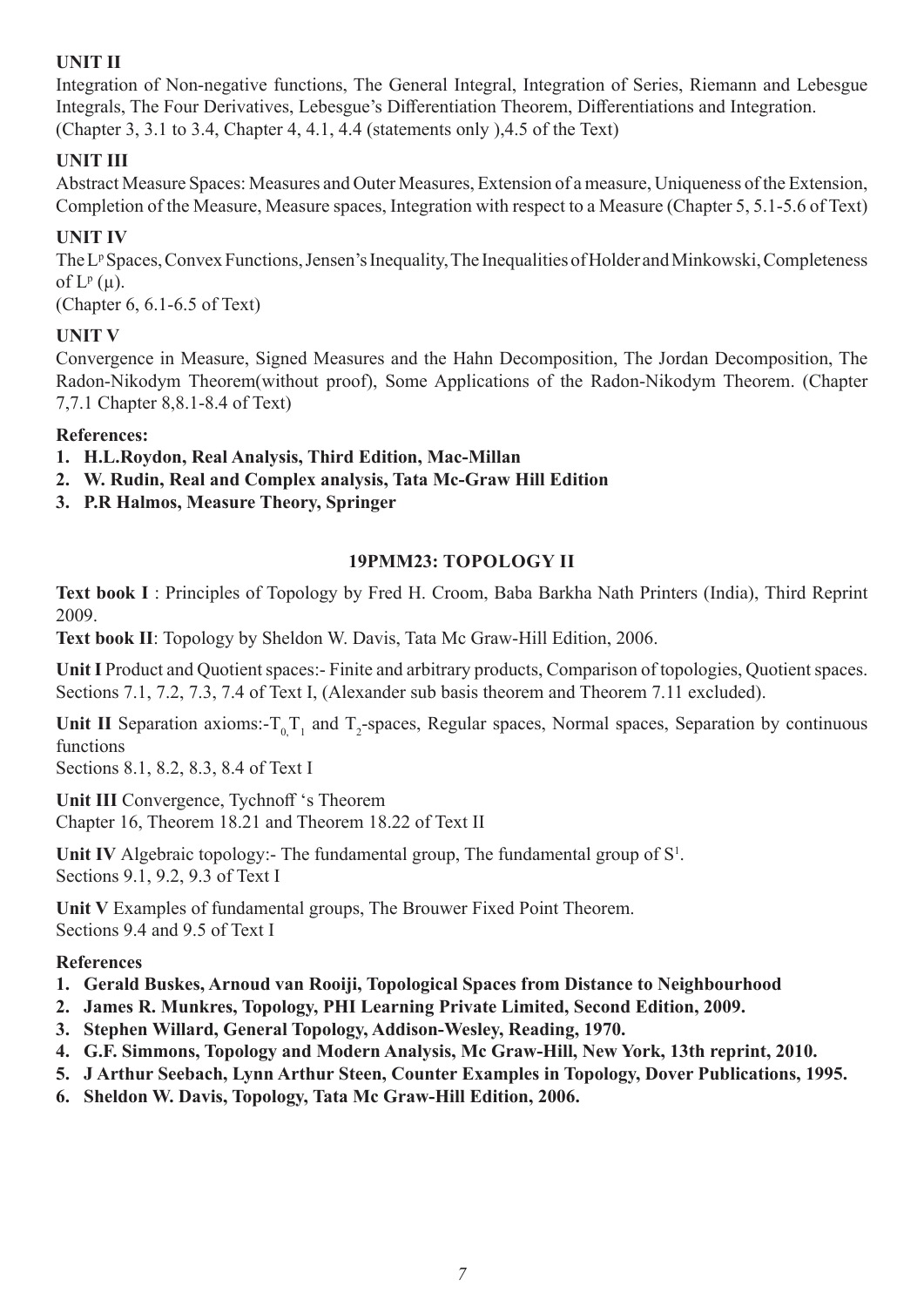**UNIT II**

Integration of Non-negative functions, The General Integral, Integration of Series, Riemann and Lebesgue Integrals, The Four Derivatives, Lebesgue's Differentiation Theorem, Differentiations and Integration. (Chapter 3, 3.1 to 3.4, Chapter 4, 4.1, 4.4 (statements only ),4.5 of the Text)

**UNIT III**

Abstract Measure Spaces: Measures and Outer Measures, Extension of a measure, Uniqueness of the Extension, Completion of the Measure, Measure spaces, Integration with respect to a Measure (Chapter 5, 5.1-5.6 of Text)

**UNIT IV**

The $L^p$ Spaces, Convex Functions, Jensen's Inequality, The Inequalities of Holder and Minkowski, Completeness of $L^p(\mu)$.

(Chapter 6, 6.1-6.5 of Text)

**UNIT V**

Convergence in Measure, Signed Measures and the Hahn Decomposition, The Jordan Decomposition, The Radon-Nikodym Theorem(without proof), Some Applications of the Radon-Nikodym Theorem. (Chapter 7,7.1 Chapter 8,8.1-8.4 of Text)

**References:**

1. **H.L.Roydon, Real Analysis, Third Edition, Mac-Millan**
2. **W. Rudin, Real and Complex analysis, Tata Mc-Graw Hill Edition**
3. **P.R Halmos, Measure Theory, Springer**

## 19PMM23: TOPOLOGY II

**Text book I** : Principles of Topology by Fred H. Croom, Baba Barkha Nath Printers (India), Third Reprint 2009.

**Text book II**: Topology by Sheldon W. Davis, Tata Mc Graw-Hill Edition, 2006.

**Unit I** Product and Quotient spaces:- Finite and arbitrary products, Comparison of topologies, Quotient spaces. Sections 7.1, 7.2, 7.3, 7.4 of Text I, (Alexander sub basis theorem and Theorem 7.11 excluded).

**Unit II** Separation axioms:-$T_0, T_1$ and $T_2$-spaces, Regular spaces, Normal spaces, Separation by continuous functions

Sections 8.1, 8.2, 8.3, 8.4 of Text I

**Unit III** Convergence, Tychnoff 's Theorem

Chapter 16, Theorem 18.21 and Theorem 18.22 of Text II

**Unit IV** Algebraic topology:- The fundamental group, The fundamental group of $S^1$.

Sections 9.1, 9.2, 9.3 of Text I

**Unit V** Examples of fundamental groups, The Brouwer Fixed Point Theorem.

Sections 9.4 and 9.5 of Text I

**References**

1. **Gerald Buskes, Arnoud van Rooiji, Topological Spaces from Distance to Neighbourhood**
2. **James R. Munkres, Topology, PHI Learning Private Limited, Second Edition, 2009.**
3. **Stephen Willard, General Topology, Addison-Wesley, Reading, 1970.**
4. **G.F. Simmons, Topology and Modern Analysis, Mc Graw-Hill, New York, 13th reprint, 2010.**
5. **J Arthur Seebach, Lynn Arthur Steen, Counter Examples in Topology, Dover Publications, 1995.**
6. **Sheldon W. Davis, Topology, Tata Mc Graw-Hill Edition, 2006.**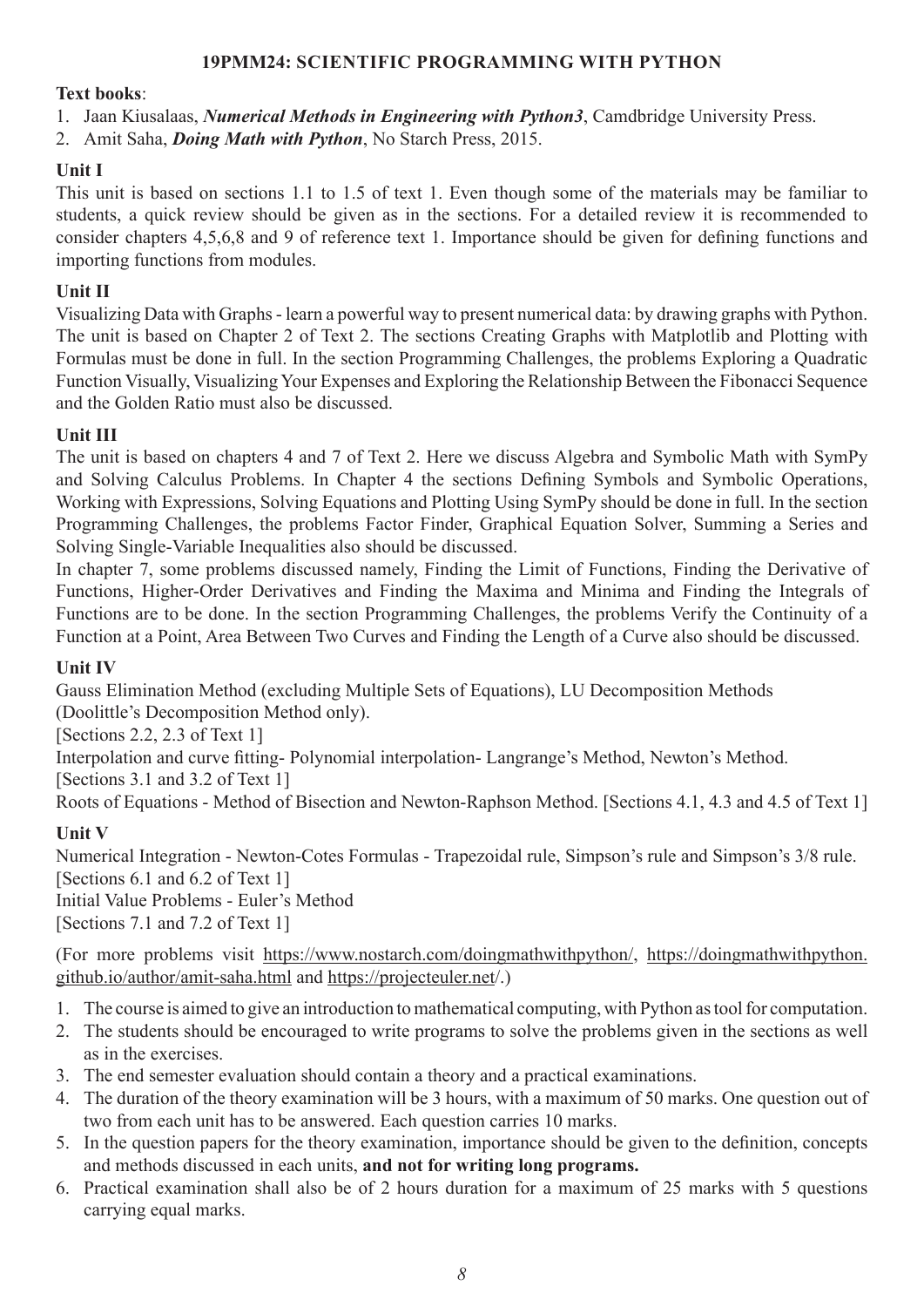## 19PMM24: SCIENTIFIC PROGRAMMING WITH PYTHON

**Text books**:

1. Jaan Kiusalaas, ***Numerical Methods in Engineering with Python3***, Camdbridge University Press.
2. Amit Saha, ***Doing Math with Python***, No Starch Press, 2015.

### Unit I

This unit is based on sections 1.1 to 1.5 of text 1. Even though some of the materials may be familiar to students, a quick review should be given as in the sections. For a detailed review it is recommended to consider chapters 4,5,6,8 and 9 of reference text 1. Importance should be given for defining functions and importing functions from modules.

### Unit II

Visualizing Data with Graphs - learn a powerful way to present numerical data: by drawing graphs with Python. The unit is based on Chapter 2 of Text 2. The sections Creating Graphs with Matplotlib and Plotting with Formulas must be done in full. In the section Programming Challenges, the problems Exploring a Quadratic Function Visually, Visualizing Your Expenses and Exploring the Relationship Between the Fibonacci Sequence and the Golden Ratio must also be discussed.

### Unit III

The unit is based on chapters 4 and 7 of Text 2. Here we discuss Algebra and Symbolic Math with SymPy and Solving Calculus Problems. In Chapter 4 the sections Defining Symbols and Symbolic Operations, Working with Expressions, Solving Equations and Plotting Using SymPy should be done in full. In the section Programming Challenges, the problems Factor Finder, Graphical Equation Solver, Summing a Series and Solving Single-Variable Inequalities also should be discussed.

In chapter 7, some problems discussed namely, Finding the Limit of Functions, Finding the Derivative of Functions, Higher-Order Derivatives and Finding the Maxima and Minima and Finding the Integrals of Functions are to be done. In the section Programming Challenges, the problems Verify the Continuity of a Function at a Point, Area Between Two Curves and Finding the Length of a Curve also should be discussed.

### Unit IV

Gauss Elimination Method (excluding Multiple Sets of Equations), LU Decomposition Methods (Doolittle's Decomposition Method only).

[Sections 2.2, 2.3 of Text 1]

Interpolation and curve fitting- Polynomial interpolation- Langrange's Method, Newton's Method.

[Sections 3.1 and 3.2 of Text 1]

Roots of Equations - Method of Bisection and Newton-Raphson Method. [Sections 4.1, 4.3 and 4.5 of Text 1]

### Unit V

Numerical Integration - Newton-Cotes Formulas - Trapezoidal rule, Simpson's rule and Simpson's 3/8 rule.

[Sections 6.1 and 6.2 of Text 1]

Initial Value Problems - Euler's Method

[Sections 7.1 and 7.2 of Text 1]

(For more problems visit https://www.nostarch.com/doingmathwithpython/, https://doingmathwithpython.github.io/author/amit-saha.html and https://projecteuler.net/.)

1. The course is aimed to give an introduction to mathematical computing, with Python as tool for computation.
2. The students should be encouraged to write programs to solve the problems given in the sections as well as in the exercises.
3. The end semester evaluation should contain a theory and a practical examinations.
4. The duration of the theory examination will be 3 hours, with a maximum of 50 marks. One question out of two from each unit has to be answered. Each question carries 10 marks.
5. In the question papers for the theory examination, importance should be given to the definition, concepts and methods discussed in each units, **and not for writing long programs.**
6. Practical examination shall also be of 2 hours duration for a maximum of 25 marks with 5 questions carrying equal marks.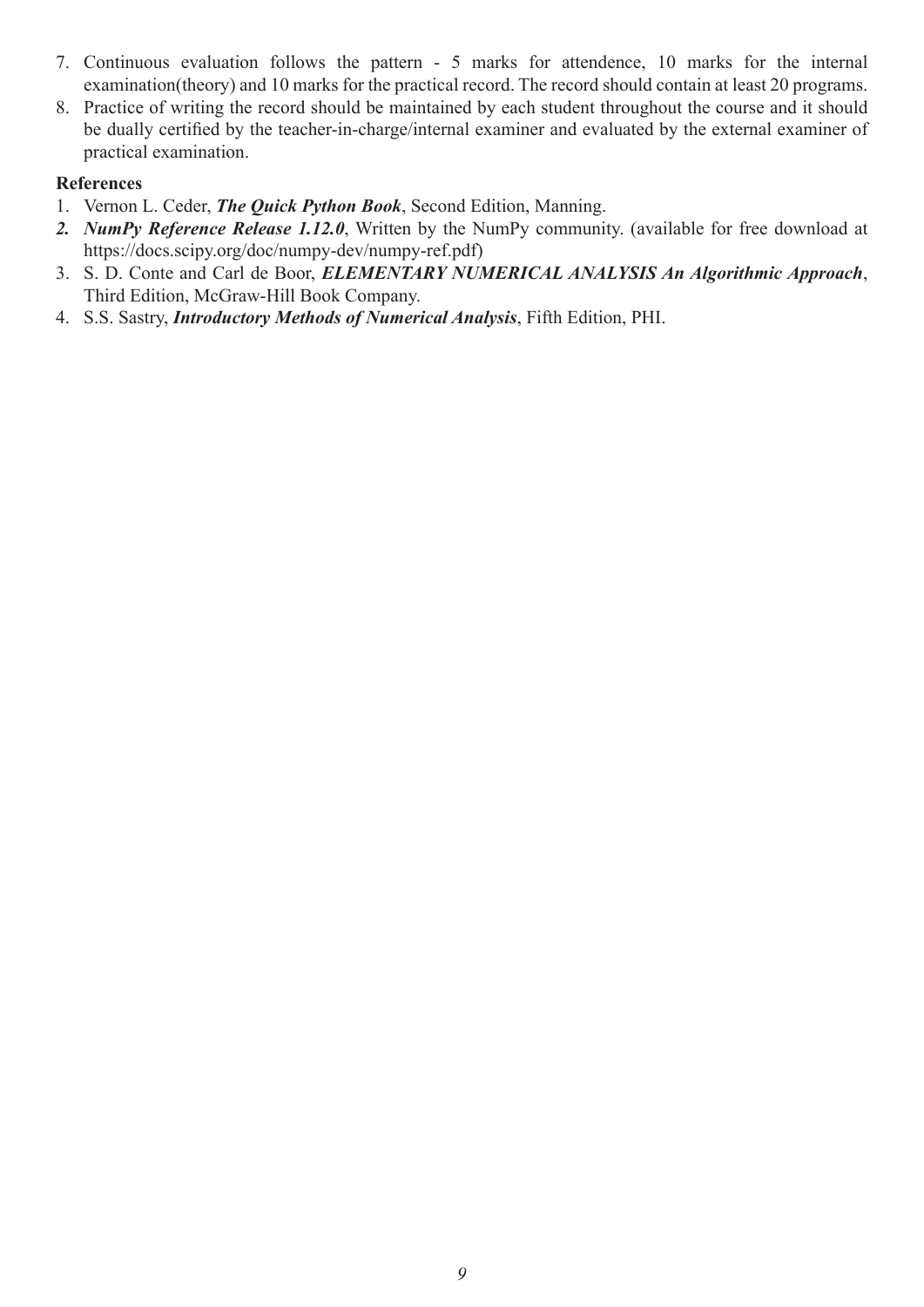7. Continuous evaluation follows the pattern - 5 marks for attendence, 10 marks for the internal examination(theory) and 10 marks for the practical record. The record should contain at least 20 programs.
8. Practice of writing the record should be maintained by each student throughout the course and it should be dually certified by the teacher-in-charge/internal examiner and evaluated by the external examiner of practical examination.

**References**

1. Vernon L. Ceder, ***The Quick Python Book***, Second Edition, Manning.
2. ***NumPy Reference Release 1.12.0***, Written by the NumPy community. (available for free download at https://docs.scipy.org/doc/numpy-dev/numpy-ref.pdf)
3. S. D. Conte and Carl de Boor, ***ELEMENTARY NUMERICAL ANALYSIS An Algorithmic Approach***, Third Edition, McGraw-Hill Book Company.
4. S.S. Sastry, ***Introductory Methods of Numerical Analysis***, Fifth Edition, PHI.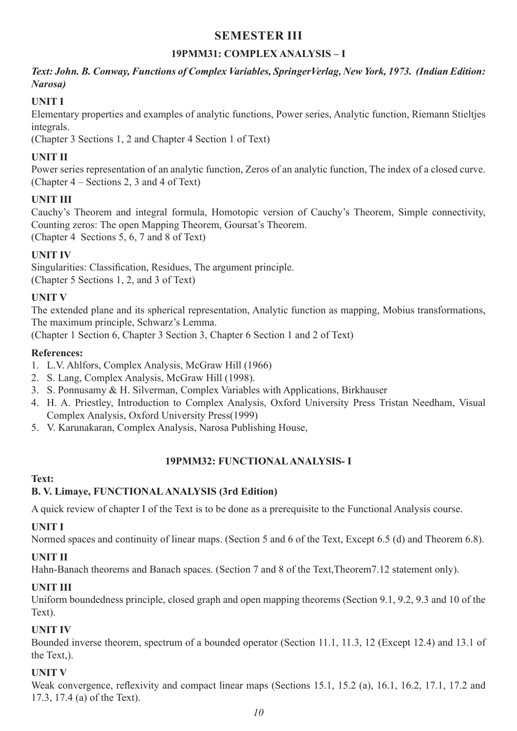# SEMESTER III

## 19PMM31: COMPLEX ANALYSIS – I

***Text: John. B. Conway, Functions of Complex Variables, SpringerVerlag, New York, 1973. (Indian Edition: Narosa)***

**UNIT I**

Elementary properties and examples of analytic functions, Power series, Analytic function, Riemann Stieltjes integrals.

(Chapter 3 Sections 1, 2 and Chapter 4 Section 1 of Text)

**UNIT II**

Power series representation of an analytic function, Zeros of an analytic function, The index of a closed curve. (Chapter 4 – Sections 2, 3 and 4 of Text)

**UNIT III**

Cauchy's Theorem and integral formula, Homotopic version of Cauchy's Theorem, Simple connectivity, Counting zeros: The open Mapping Theorem, Goursat's Theorem.

(Chapter 4 Sections 5, 6, 7 and 8 of Text)

**UNIT IV**

Singularities: Classification, Residues, The argument principle.

(Chapter 5 Sections 1, 2, and 3 of Text)

**UNIT V**

The extended plane and its spherical representation, Analytic function as mapping, Mobius transformations, The maximum principle, Schwarz's Lemma.

(Chapter 1 Section 6, Chapter 3 Section 3, Chapter 6 Section 1 and 2 of Text)

**References:**

1. L.V. Ahlfors, Complex Analysis, McGraw Hill (1966)
2. S. Lang, Complex Analysis, McGraw Hill (1998).
3. S. Ponnusamy & H. Silverman, Complex Variables with Applications, Birkhauser
4. H. A. Priestley, Introduction to Complex Analysis, Oxford University Press Tristan Needham, Visual Complex Analysis, Oxford University Press(1999)
5. V. Karunakaran, Complex Analysis, Narosa Publishing House,

## 19PMM32: FUNCTIONAL ANALYSIS- I

**Text:**

**B. V. Limaye, FUNCTIONAL ANALYSIS (3rd Edition)**

A quick review of chapter I of the Text is to be done as a prerequisite to the Functional Analysis course.

**UNIT I**

Normed spaces and continuity of linear maps. (Section 5 and 6 of the Text, Except 6.5 (d) and Theorem 6.8).

**UNIT II**

Hahn-Banach theorems and Banach spaces. (Section 7 and 8 of the Text,Theorem7.12 statement only).

**UNIT III**

Uniform boundedness principle, closed graph and open mapping theorems (Section 9.1, 9.2, 9.3 and 10 of the Text).

**UNIT IV**

Bounded inverse theorem, spectrum of a bounded operator (Section 11.1, 11.3, 12 (Except 12.4) and 13.1 of the Text,).

**UNIT V**

Weak convergence, reflexivity and compact linear maps (Sections 15.1, 15.2 (a), 16.1, 16.2, 17.1, 17.2 and 17.3, 17.4 (a) of the Text).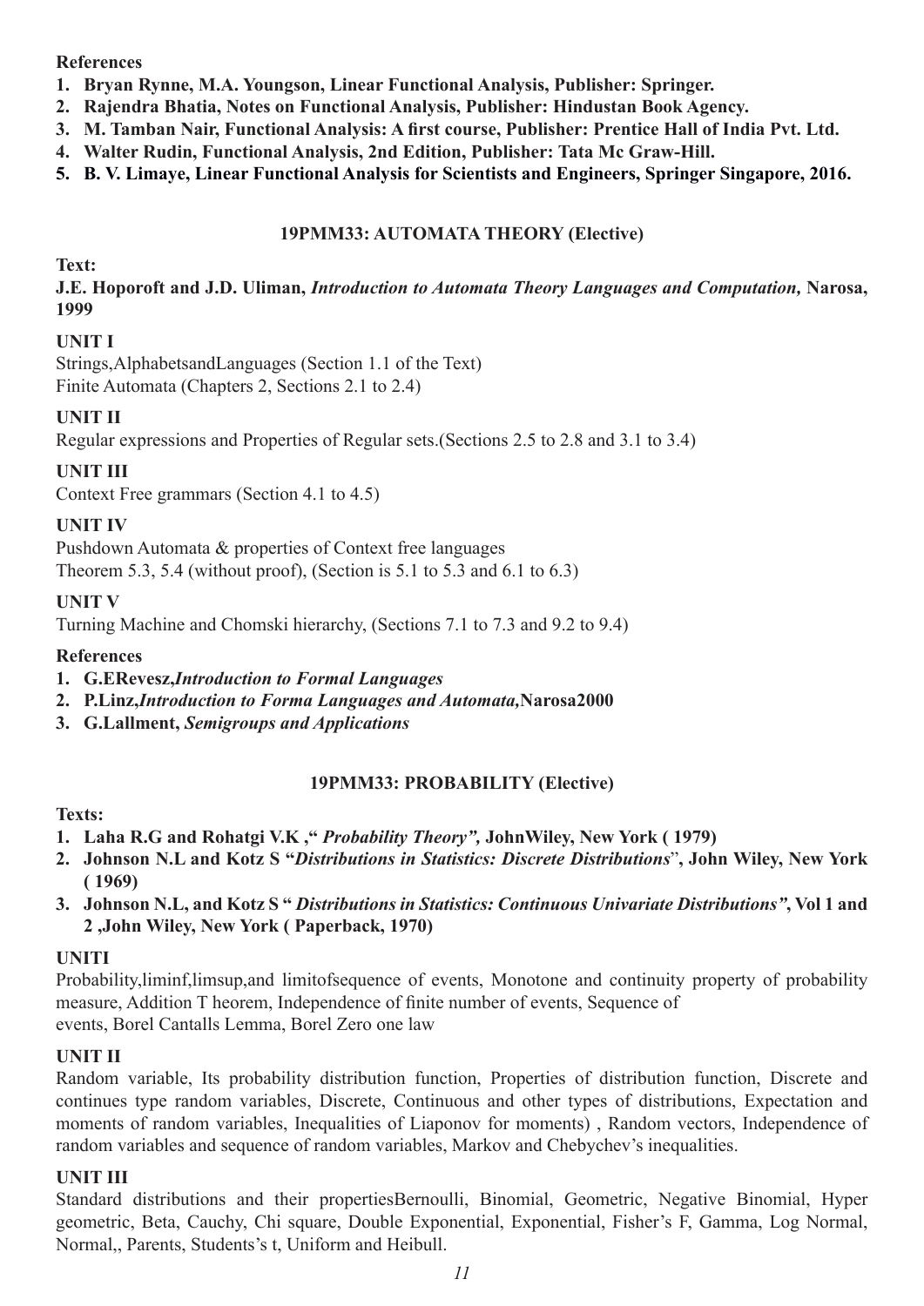**References**

1. **Bryan Rynne, M.A. Youngson, Linear Functional Analysis, Publisher: Springer.**
2. **Rajendra Bhatia, Notes on Functional Analysis, Publisher: Hindustan Book Agency.**
3. **M. Tamban Nair, Functional Analysis: A first course, Publisher: Prentice Hall of India Pvt. Ltd.**
4. **Walter Rudin, Functional Analysis, 2nd Edition, Publisher: Tata Mc Graw-Hill.**
5. **B. V. Limaye, Linear Functional Analysis for Scientists and Engineers, Springer Singapore, 2016.**

## 19PMM33: AUTOMATA THEORY (Elective)

**Text:**

**J.E. Hoporoft and J.D. Uliman, *Introduction to Automata Theory Languages and Computation,* Narosa, 1999**

**UNIT I**

Strings,AlphabetsandLanguages (Section 1.1 of the Text)
Finite Automata (Chapters 2, Sections 2.1 to 2.4)

**UNIT II**

Regular expressions and Properties of Regular sets.(Sections 2.5 to 2.8 and 3.1 to 3.4)

**UNIT III**

Context Free grammars (Section 4.1 to 4.5)

**UNIT IV**

Pushdown Automata & properties of Context free languages
Theorem 5.3, 5.4 (without proof), (Section is 5.1 to 5.3 and 6.1 to 6.3)

**UNIT V**

Turning Machine and Chomski hierarchy, (Sections 7.1 to 7.3 and 9.2 to 9.4)

**References**

1. **G.ERevesz,*Introduction to Formal Languages***
2. **P.Linz,*Introduction to Forma Languages and Automata,*Narosa2000**
3. **G.Lallment, *Semigroups and Applications***

## 19PMM33: PROBABILITY (Elective)

**Texts:**

1. **Laha R.G and Rohatgi V.K ," *Probability Theory",* JohnWiley, New York ( 1979)**
2. **Johnson N.L and Kotz S "*Distributions in Statistics: Discrete Distributions*", John Wiley, New York ( 1969)**
3. **Johnson N.L, and Kotz S " *Distributions in Statistics: Continuous Univariate Distributions"*, Vol 1 and 2 ,John Wiley, New York ( Paperback, 1970)**

**UNITI**

Probability,liminf,limsup,and limitofsequence of events, Monotone and continuity property of probability measure, Addition T heorem, Independence of finite number of events, Sequence of
events, Borel Cantalls Lemma, Borel Zero one law

**UNIT II**

Random variable, Its probability distribution function, Properties of distribution function, Discrete and continues type random variables, Discrete, Continuous and other types of distributions, Expectation and moments of random variables, Inequalities of Liaponov for moments) , Random vectors, Independence of random variables and sequence of random variables, Markov and Chebychev's inequalities.

**UNIT III**

Standard distributions and their propertiesBernoulli, Binomial, Geometric, Negative Binomial, Hyper geometric, Beta, Cauchy, Chi square, Double Exponential, Exponential, Fisher's F, Gamma, Log Normal, Normal,, Parents, Students's t, Uniform and Heibull.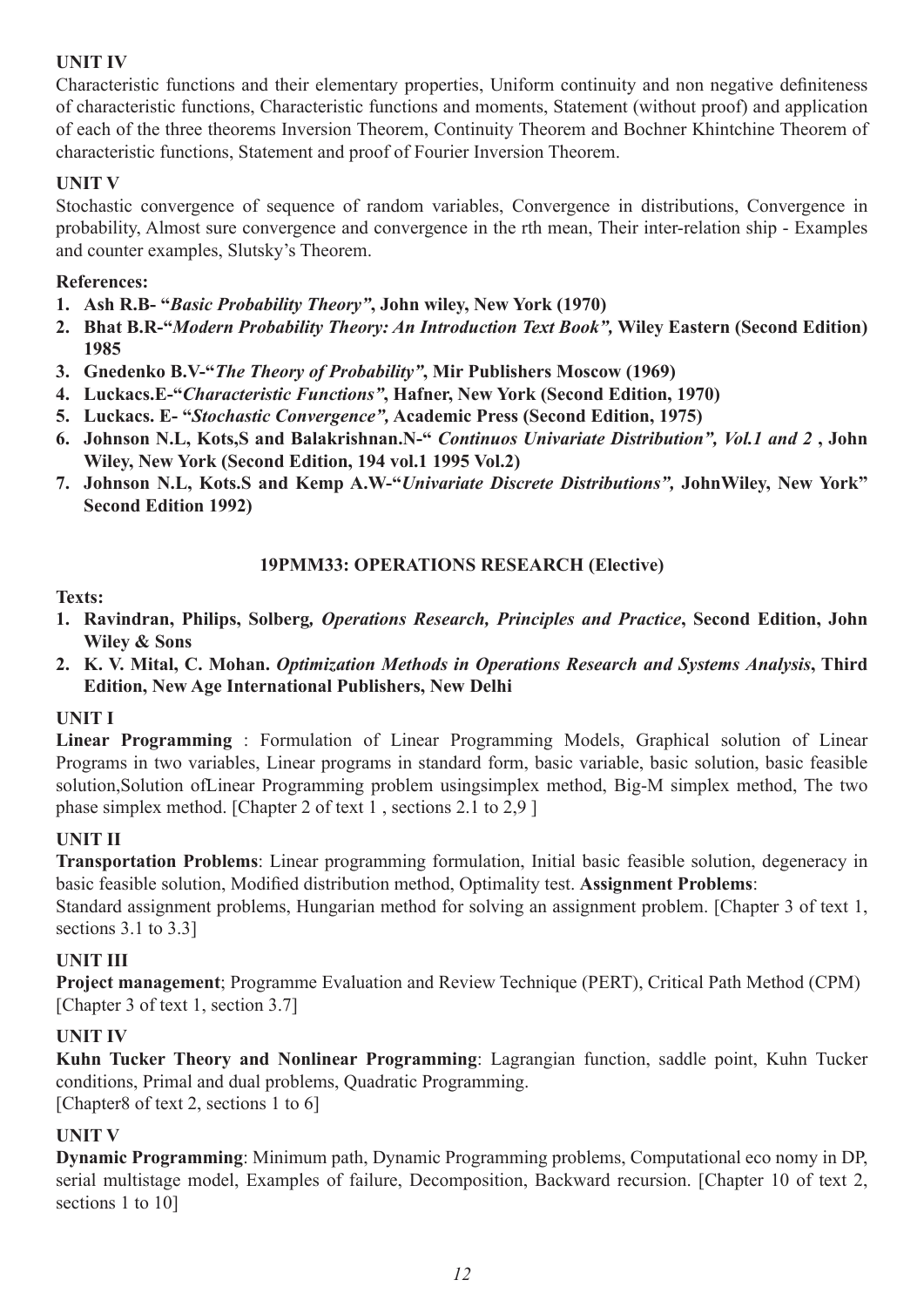### UNIT IV

Characteristic functions and their elementary properties, Uniform continuity and non negative definiteness of characteristic functions, Characteristic functions and moments, Statement (without proof) and application of each of the three theorems Inversion Theorem, Continuity Theorem and Bochner Khintchine Theorem of characteristic functions, Statement and proof of Fourier Inversion Theorem.

### UNIT V

Stochastic convergence of sequence of random variables, Convergence in distributions, Convergence in probability, Almost sure convergence and convergence in the rth mean, Their inter-relation ship - Examples and counter examples, Slutsky's Theorem.

**References:**

1. **Ash R.B- "*Basic Probability Theory*", John wiley, New York (1970)**
2. **Bhat B.R-"*Modern Probability Theory: An Introduction Text Book",* Wiley Eastern (Second Edition) 1985**
3. **Gnedenko B.V-"*The Theory of Probability*", Mir Publishers Moscow (1969)**
4. **Luckacs.E-"*Characteristic Functions*", Hafner, New York (Second Edition, 1970)**
5. **Luckacs. E- "*Stochastic Convergence",* Academic Press (Second Edition, 1975)**
6. **Johnson N.L, Kots,S and Balakrishnan.N-" *Continuos Univariate Distribution", Vol.1 and 2* , John Wiley, New York (Second Edition, 194 vol.1 1995 Vol.2)**
7. **Johnson N.L, Kots.S and Kemp A.W-"*Univariate Discrete Distributions",* JohnWiley, New York" Second Edition 1992)**

## 19PMM33: OPERATIONS RESEARCH (Elective)

**Texts:**

1. **Ravindran, Philips, Solberg*, Operations Research, Principles and Practice*, Second Edition, John Wiley & Sons**
2. **K. V. Mital, C. Mohan. *Optimization Methods in Operations Research and Systems Analysis*, Third Edition, New Age International Publishers, New Delhi**

### UNIT I

**Linear Programming** : Formulation of Linear Programming Models, Graphical solution of Linear Programs in two variables, Linear programs in standard form, basic variable, basic solution, basic feasible solution,Solution ofLinear Programming problem usingsimplex method, Big-M simplex method, The two phase simplex method. [Chapter 2 of text 1 , sections 2.1 to 2,9 ]

### UNIT II

**Transportation Problems**: Linear programming formulation, Initial basic feasible solution, degeneracy in basic feasible solution, Modified distribution method, Optimality test. **Assignment Problems**:
Standard assignment problems, Hungarian method for solving an assignment problem. [Chapter 3 of text 1, sections 3.1 to 3.3]

### UNIT III

**Project management**; Programme Evaluation and Review Technique (PERT), Critical Path Method (CPM) [Chapter 3 of text 1, section 3.7]

### UNIT IV

**Kuhn Tucker Theory and Nonlinear Programming**: Lagrangian function, saddle point, Kuhn Tucker conditions, Primal and dual problems, Quadratic Programming.
[Chapter8 of text 2, sections 1 to 6]

### UNIT V

**Dynamic Programming**: Minimum path, Dynamic Programming problems, Computational eco nomy in DP, serial multistage model, Examples of failure, Decomposition, Backward recursion. [Chapter 10 of text 2, sections 1 to 10]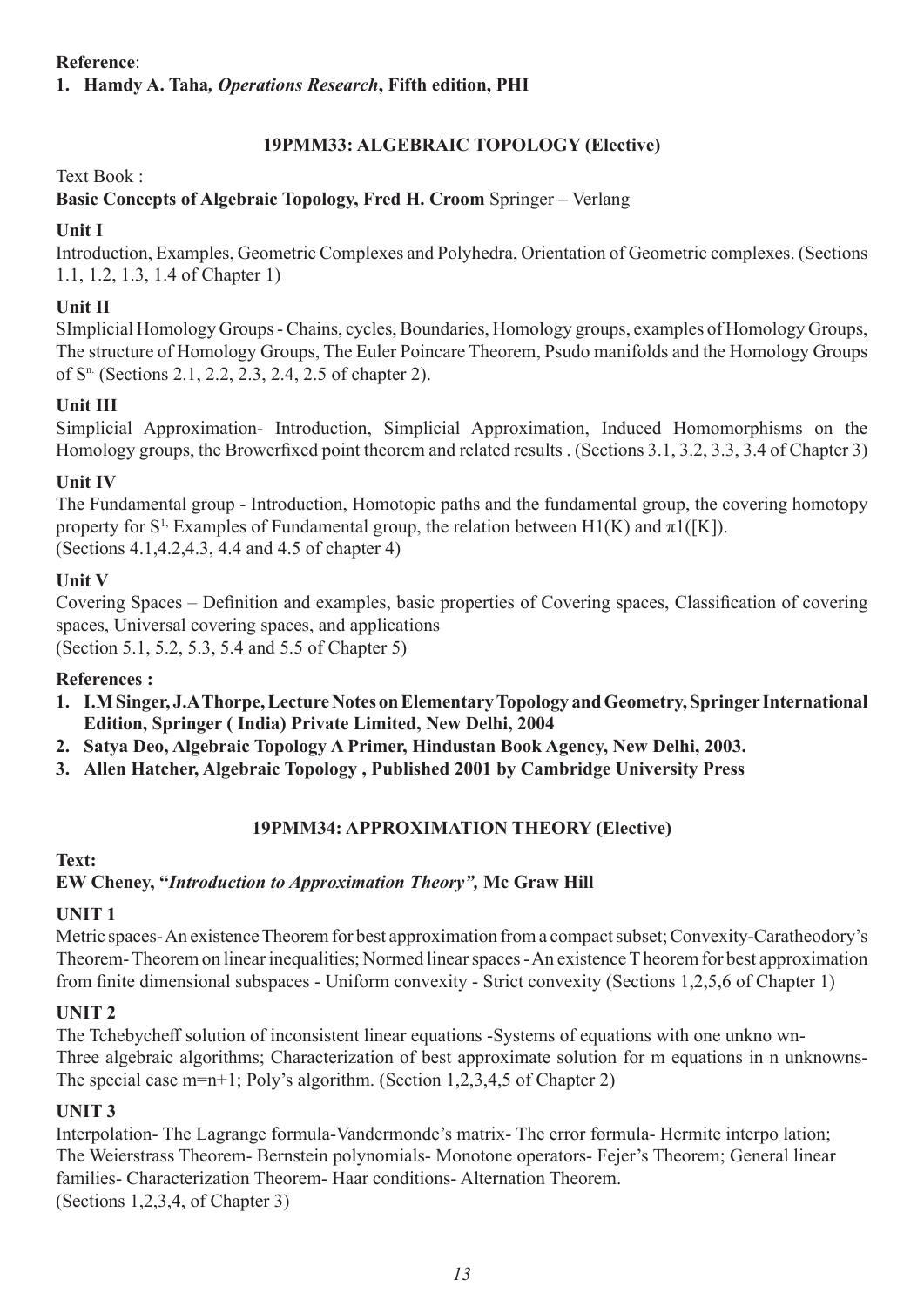**Reference**:

1. **Hamdy A. Taha, *Operations Research*, Fifth edition, PHI**

## 19PMM33: ALGEBRAIC TOPOLOGY (Elective)

Text Book :

**Basic Concepts of Algebraic Topology, Fred H. Croom** Springer – Verlang

### Unit I

Introduction, Examples, Geometric Complexes and Polyhedra, Orientation of Geometric complexes. (Sections 1.1, 1.2, 1.3, 1.4 of Chapter 1)

### Unit II

SImplicial Homology Groups - Chains, cycles, Boundaries, Homology groups, examples of Homology Groups, The structure of Homology Groups, The Euler Poincare Theorem, Psudo manifolds and the Homology Groups of $S^n$. (Sections 2.1, 2.2, 2.3, 2.4, 2.5 of chapter 2).

### Unit III

Simplicial Approximation- Introduction, Simplicial Approximation, Induced Homomorphisms on the Homology groups, the Browerfixed point theorem and related results . (Sections 3.1, 3.2, 3.3, 3.4 of Chapter 3)

### Unit IV

The Fundamental group - Introduction, Homotopic paths and the fundamental group, the covering homotopy property for $S^1$, Examples of Fundamental group, the relation between H1(K) and $\pi$1([K]).
(Sections 4.1,4.2,4.3, 4.4 and 4.5 of chapter 4)

### Unit V

Covering Spaces – Definition and examples, basic properties of Covering spaces, Classification of covering spaces, Universal covering spaces, and applications
(Section 5.1, 5.2, 5.3, 5.4 and 5.5 of Chapter 5)

**References :**

1. **I.M Singer, J.A Thorpe, Lecture Notes on Elementary Topology and Geometry, Springer International Edition, Springer ( India) Private Limited, New Delhi, 2004**
2. **Satya Deo, Algebraic Topology A Primer, Hindustan Book Agency, New Delhi, 2003.**
3. **Allen Hatcher, Algebraic Topology , Published 2001 by Cambridge University Press**

## 19PMM34: APPROXIMATION THEORY (Elective)

**Text:**

**EW Cheney, "*Introduction to Approximation Theory",* Mc Graw Hill**

### UNIT 1

Metric spaces- An existence Theorem for best approximation from a compact subset; Convexity-Caratheodory's Theorem- Theorem on linear inequalities; Normed linear spaces - An existence T heorem for best approximation from finite dimensional subspaces - Uniform convexity - Strict convexity (Sections 1,2,5,6 of Chapter 1)

### UNIT 2

The Tchebycheff solution of inconsistent linear equations -Systems of equations with one unkno wn-
Three algebraic algorithms; Characterization of best approximate solution for m equations in n unknowns-
The special case m=n+1; Poly's algorithm. (Section 1,2,3,4,5 of Chapter 2)

### UNIT 3

Interpolation- The Lagrange formula-Vandermonde's matrix- The error formula- Hermite interpo lation;
The Weierstrass Theorem- Bernstein polynomials- Monotone operators- Fejer's Theorem; General linear families- Characterization Theorem- Haar conditions- Alternation Theorem.
(Sections 1,2,3,4, of Chapter 3)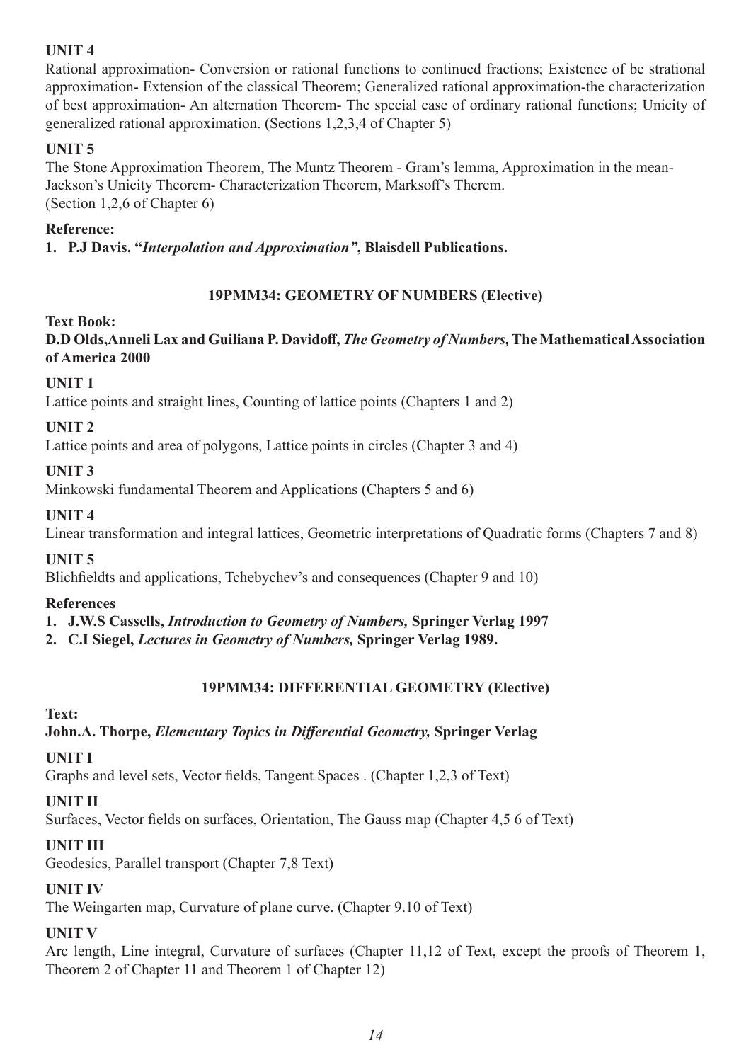**UNIT 4**

Rational approximation- Conversion or rational functions to continued fractions; Existence of be strational approximation- Extension of the classical Theorem; Generalized rational approximation-the characterization of best approximation- An alternation Theorem- The special case of ordinary rational functions; Unicity of generalized rational approximation. (Sections 1,2,3,4 of Chapter 5)

**UNIT 5**

The Stone Approximation Theorem, The Muntz Theorem - Gram's lemma, Approximation in the mean- Jackson's Unicity Theorem- Characterization Theorem, Marksoff's Therem.
(Section 1,2,6 of Chapter 6)

**Reference:**

1. **P.J Davis. "*Interpolation and Approximation"*, Blaisdell Publications.**

## 19PMM34: GEOMETRY OF NUMBERS (Elective)

**Text Book:**

**D.D Olds,Anneli Lax and Guiliana P. Davidoff, *The Geometry of Numbers*, The Mathematical Association of America 2000**

**UNIT 1**

Lattice points and straight lines, Counting of lattice points (Chapters 1 and 2)

**UNIT 2**

Lattice points and area of polygons, Lattice points in circles (Chapter 3 and 4)

**UNIT 3**

Minkowski fundamental Theorem and Applications (Chapters 5 and 6)

**UNIT 4**

Linear transformation and integral lattices, Geometric interpretations of Quadratic forms (Chapters 7 and 8)

**UNIT 5**

Blichfieldts and applications, Tchebychev's and consequences (Chapter 9 and 10)

**References**

1. **J.W.S Cassells, *Introduction to Geometry of Numbers,* Springer Verlag 1997**
2. **C.I Siegel, *Lectures in Geometry of Numbers,* Springer Verlag 1989.**

## 19PMM34: DIFFERENTIAL GEOMETRY (Elective)

**Text:**

**John.A. Thorpe, *Elementary Topics in Differential Geometry,* Springer Verlag**

**UNIT I**

Graphs and level sets, Vector fields, Tangent Spaces . (Chapter 1,2,3 of Text)

**UNIT II**

Surfaces, Vector fields on surfaces, Orientation, The Gauss map (Chapter 4,5 6 of Text)

**UNIT III**

Geodesics, Parallel transport (Chapter 7,8 Text)

**UNIT IV**

The Weingarten map, Curvature of plane curve. (Chapter 9.10 of Text)

**UNIT V**

Arc length, Line integral, Curvature of surfaces (Chapter 11,12 of Text, except the proofs of Theorem 1, Theorem 2 of Chapter 11 and Theorem 1 of Chapter 12)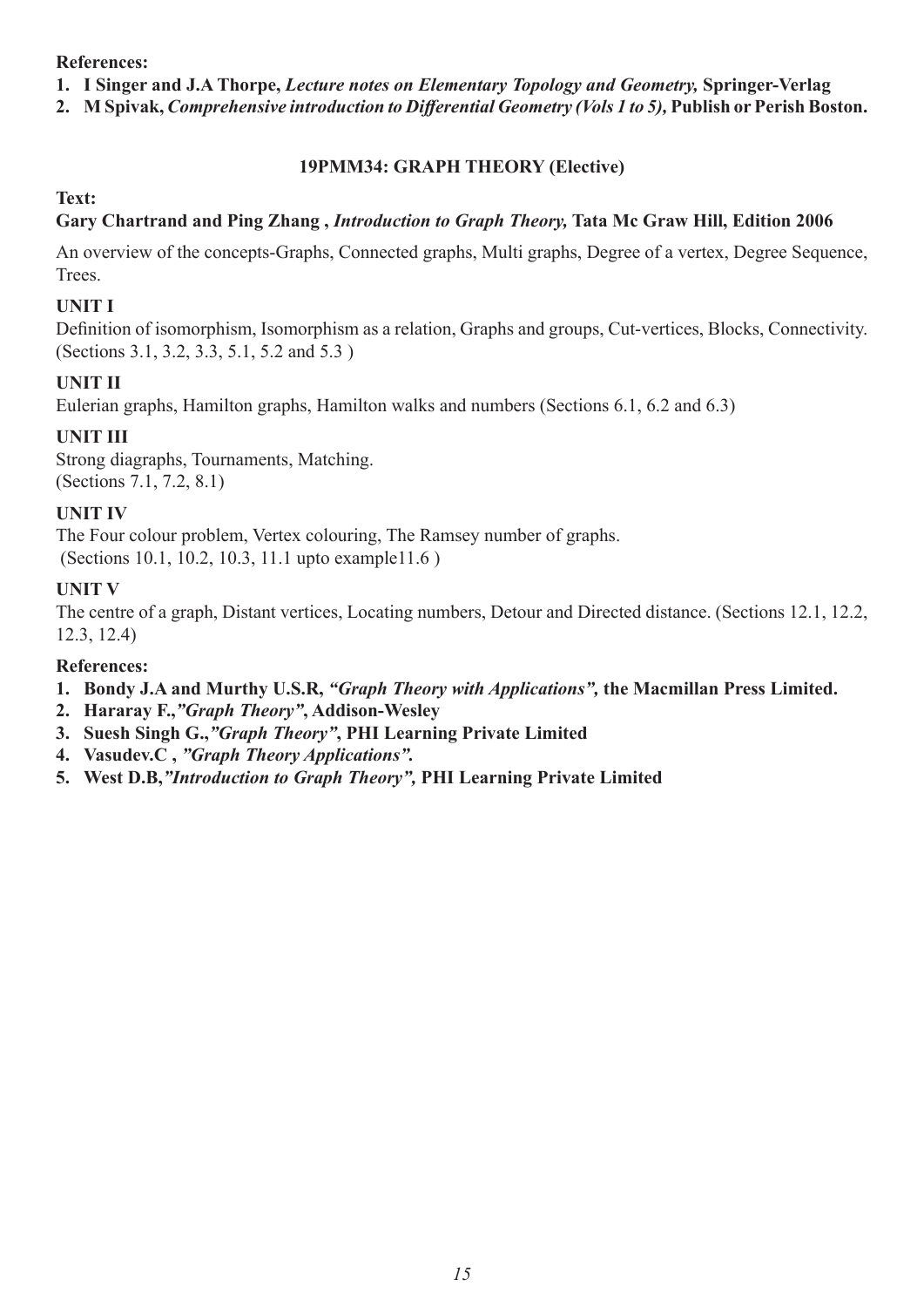**References:**

1. **I Singer and J.A Thorpe,** ***Lecture notes on Elementary Topology and Geometry,*** **Springer-Verlag**
2. **M Spivak,** ***Comprehensive introduction to Differential Geometry (Vols 1 to 5),*** **Publish or Perish Boston.**

## 19PMM34: GRAPH THEORY (Elective)

**Text:**

**Gary Chartrand and Ping Zhang ,** ***Introduction to Graph Theory,*** **Tata Mc Graw Hill, Edition 2006**

An overview of the concepts-Graphs, Connected graphs, Multi graphs, Degree of a vertex, Degree Sequence, Trees.

### UNIT I

Definition of isomorphism, Isomorphism as a relation, Graphs and groups, Cut-vertices, Blocks, Connectivity. (Sections 3.1, 3.2, 3.3, 5.1, 5.2 and 5.3 )

### UNIT II

Eulerian graphs, Hamilton graphs, Hamilton walks and numbers (Sections 6.1, 6.2 and 6.3)

### UNIT III

Strong diagraphs, Tournaments, Matching.
(Sections 7.1, 7.2, 8.1)

### UNIT IV

The Four colour problem, Vertex colouring, The Ramsey number of graphs.
(Sections 10.1, 10.2, 10.3, 11.1 upto example11.6 )

### UNIT V

The centre of a graph, Distant vertices, Locating numbers, Detour and Directed distance. (Sections 12.1, 12.2, 12.3, 12.4)

**References:**

1. **Bondy J.A and Murthy U.S.R,** ***"Graph Theory with Applications",*** **the Macmillan Press Limited.**
2. **Hararay F.,*"Graph Theory"*, Addison-Wesley**
3. **Suesh Singh G.,*"Graph Theory"*, PHI Learning Private Limited**
4. **Vasudev.C ,** ***"Graph Theory Applications".***
5. **West D.B,*"Introduction to Graph Theory",*** **PHI Learning Private Limited**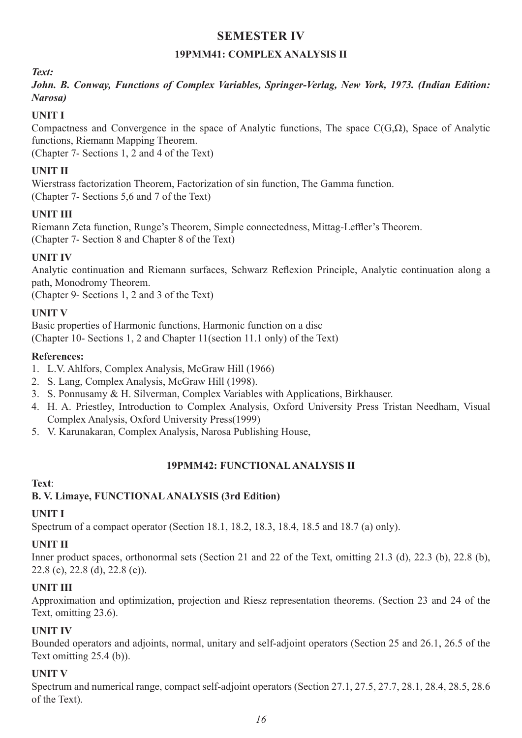# SEMESTER IV

## 19PMM41: COMPLEX ANALYSIS II

***Text:***

***John. B. Conway, Functions of Complex Variables, Springer-Verlag, New York, 1973. (Indian Edition: Narosa)***

**UNIT I**

Compactness and Convergence in the space of Analytic functions, The space $C(G,\Omega)$, Space of Analytic functions, Riemann Mapping Theorem.
(Chapter 7- Sections 1, 2 and 4 of the Text)

**UNIT II**

Wierstrass factorization Theorem, Factorization of sin function, The Gamma function.
(Chapter 7- Sections 5,6 and 7 of the Text)

**UNIT III**

Riemann Zeta function, Runge's Theorem, Simple connectedness, Mittag-Leffler's Theorem.
(Chapter 7- Section 8 and Chapter 8 of the Text)

**UNIT IV**

Analytic continuation and Riemann surfaces, Schwarz Reflexion Principle, Analytic continuation along a path, Monodromy Theorem.
(Chapter 9- Sections 1, 2 and 3 of the Text)

**UNIT V**

Basic properties of Harmonic functions, Harmonic function on a disc
(Chapter 10- Sections 1, 2 and Chapter 11(section 11.1 only) of the Text)

**References:**

1. L.V. Ahlfors, Complex Analysis, McGraw Hill (1966)
2. S. Lang, Complex Analysis, McGraw Hill (1998).
3. S. Ponnusamy & H. Silverman, Complex Variables with Applications, Birkhauser.
4. H. A. Priestley, Introduction to Complex Analysis, Oxford University Press Tristan Needham, Visual Complex Analysis, Oxford University Press(1999)
5. V. Karunakaran, Complex Analysis, Narosa Publishing House,

## 19PMM42: FUNCTIONAL ANALYSIS II

**Text**:

**B. V. Limaye, FUNCTIONAL ANALYSIS (3rd Edition)**

**UNIT I**

Spectrum of a compact operator (Section 18.1, 18.2, 18.3, 18.4, 18.5 and 18.7 (a) only).

**UNIT II**

Inner product spaces, orthonormal sets (Section 21 and 22 of the Text, omitting 21.3 (d), 22.3 (b), 22.8 (b), 22.8 (c), 22.8 (d), 22.8 (e)).

**UNIT III**

Approximation and optimization, projection and Riesz representation theorems. (Section 23 and 24 of the Text, omitting 23.6).

**UNIT IV**

Bounded operators and adjoints, normal, unitary and self-adjoint operators (Section 25 and 26.1, 26.5 of the Text omitting 25.4 (b)).

**UNIT V**

Spectrum and numerical range, compact self-adjoint operators (Section 27.1, 27.5, 27.7, 28.1, 28.4, 28.5, 28.6 of the Text).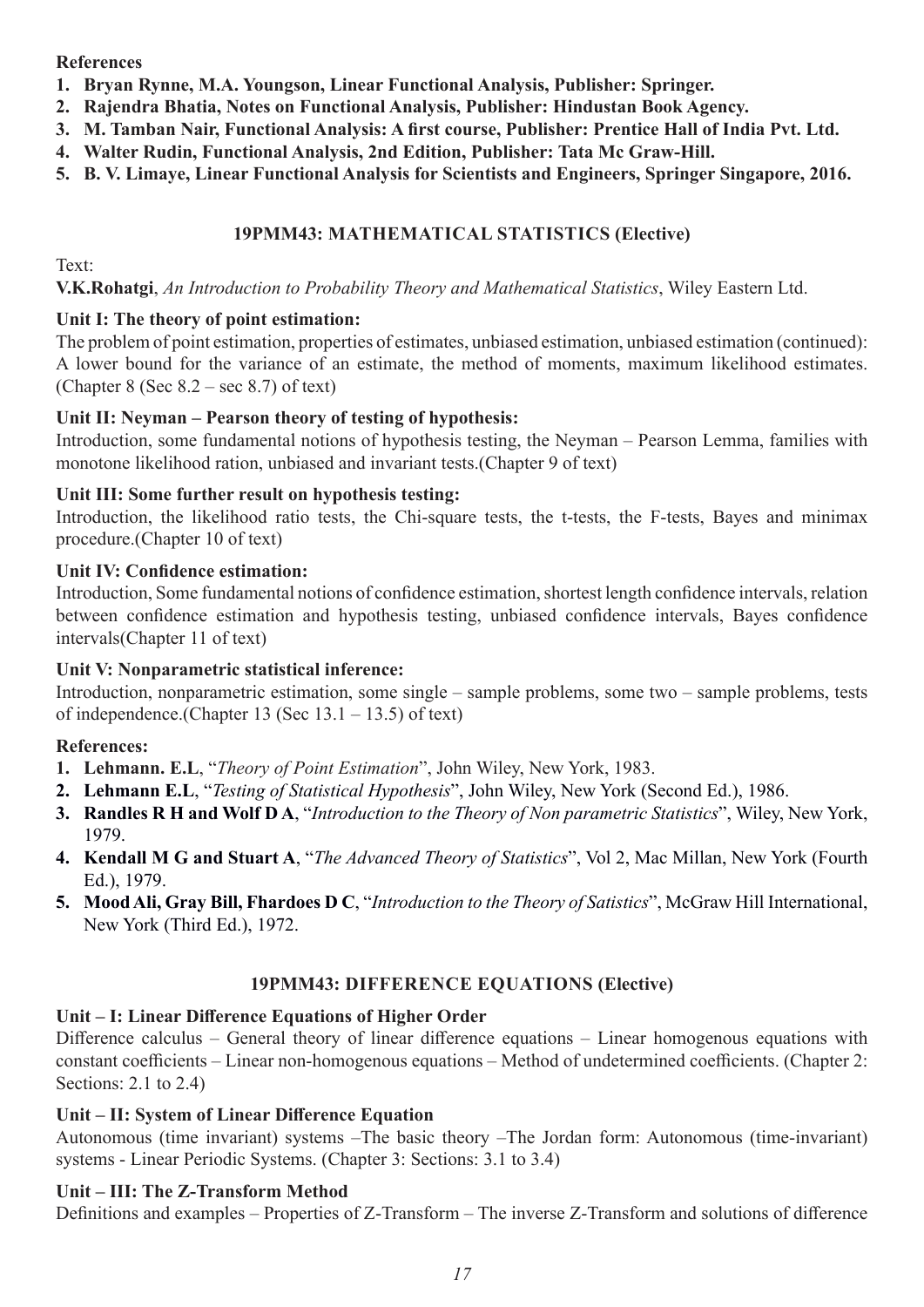**References**

1. **Bryan Rynne, M.A. Youngson, Linear Functional Analysis, Publisher: Springer.**
2. **Rajendra Bhatia, Notes on Functional Analysis, Publisher: Hindustan Book Agency.**
3. **M. Tamban Nair, Functional Analysis: A first course, Publisher: Prentice Hall of India Pvt. Ltd.**
4. **Walter Rudin, Functional Analysis, 2nd Edition, Publisher: Tata Mc Graw-Hill.**
5. **B. V. Limaye, Linear Functional Analysis for Scientists and Engineers, Springer Singapore, 2016.**

## 19PMM43: MATHEMATICAL STATISTICS (Elective)

Text:

**V.K.Rohatgi**, *An Introduction to Probability Theory and Mathematical Statistics*, Wiley Eastern Ltd.

**Unit I: The theory of point estimation:**

The problem of point estimation, properties of estimates, unbiased estimation, unbiased estimation (continued): A lower bound for the variance of an estimate, the method of moments, maximum likelihood estimates. (Chapter 8 (Sec 8.2 – sec 8.7) of text)

**Unit II: Neyman – Pearson theory of testing of hypothesis:**

Introduction, some fundamental notions of hypothesis testing, the Neyman – Pearson Lemma, families with monotone likelihood ration, unbiased and invariant tests.(Chapter 9 of text)

**Unit III: Some further result on hypothesis testing:**

Introduction, the likelihood ratio tests, the Chi-square tests, the t-tests, the F-tests, Bayes and minimax procedure.(Chapter 10 of text)

**Unit IV: Confidence estimation:**

Introduction, Some fundamental notions of confidence estimation, shortest length confidence intervals, relation between confidence estimation and hypothesis testing, unbiased confidence intervals, Bayes confidence intervals(Chapter 11 of text)

**Unit V: Nonparametric statistical inference:**

Introduction, nonparametric estimation, some single – sample problems, some two – sample problems, tests of independence.(Chapter 13 (Sec 13.1 – 13.5) of text)

**References:**

1. **Lehmann. E.L**, "*Theory of Point Estimation*", John Wiley, New York, 1983.
2. **Lehmann E.L**, "*Testing of Statistical Hypothesis*", John Wiley, New York (Second Ed.), 1986.
3. **Randles R H and Wolf D A**, "*Introduction to the Theory of Non parametric Statistics*", Wiley, New York, 1979.
4. **Kendall M G and Stuart A**, "*The Advanced Theory of Statistics*", Vol 2, Mac Millan, New York (Fourth Ed.), 1979.
5. **Mood Ali, Gray Bill, Fhardoes D C**, "*Introduction to the Theory of Satistics*", McGraw Hill International, New York (Third Ed.), 1972.

## 19PMM43: DIFFERENCE EQUATIONS (Elective)

**Unit – I: Linear Difference Equations of Higher Order**

Difference calculus – General theory of linear difference equations – Linear homogenous equations with constant coefficients – Linear non-homogenous equations – Method of undetermined coefficients. (Chapter 2: Sections: 2.1 to 2.4)

**Unit – II: System of Linear Difference Equation**

Autonomous (time invariant) systems –The basic theory –The Jordan form: Autonomous (time-invariant) systems - Linear Periodic Systems. (Chapter 3: Sections: 3.1 to 3.4)

**Unit – III: The Z-Transform Method**

Definitions and examples – Properties of Z-Transform – The inverse Z-Transform and solutions of difference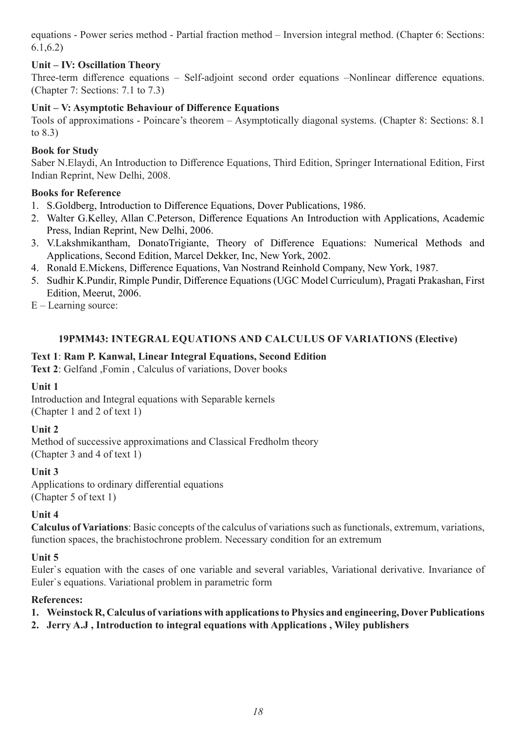equations - Power series method - Partial fraction method – Inversion integral method. (Chapter 6: Sections: 6.1,6.2)

**Unit – IV: Oscillation Theory**

Three-term difference equations – Self-adjoint second order equations –Nonlinear difference equations. (Chapter 7: Sections: 7.1 to 7.3)

**Unit – V: Asymptotic Behaviour of Difference Equations**

Tools of approximations - Poincare's theorem – Asymptotically diagonal systems. (Chapter 8: Sections: 8.1 to 8.3)

**Book for Study**

Saber N.Elaydi, An Introduction to Difference Equations, Third Edition, Springer International Edition, First Indian Reprint, New Delhi, 2008.

**Books for Reference**

1. S.Goldberg, Introduction to Difference Equations, Dover Publications, 1986.
2. Walter G.Kelley, Allan C.Peterson, Difference Equations An Introduction with Applications, Academic Press, Indian Reprint, New Delhi, 2006.
3. V.Lakshmikantham, DonatoTrigiante, Theory of Difference Equations: Numerical Methods and Applications, Second Edition, Marcel Dekker, Inc, New York, 2002.
4. Ronald E.Mickens, Difference Equations, Van Nostrand Reinhold Company, New York, 1987.
5. Sudhir K.Pundir, Rimple Pundir, Difference Equations (UGC Model Curriculum), Pragati Prakashan, First Edition, Meerut, 2006.

E – Learning source:

## 19PMM43: INTEGRAL EQUATIONS AND CALCULUS OF VARIATIONS (Elective)

**Text 1**: **Ram P. Kanwal, Linear Integral Equations, Second Edition**

**Text 2**: Gelfand ,Fomin , Calculus of variations, Dover books

**Unit 1**

Introduction and Integral equations with Separable kernels
(Chapter 1 and 2 of text 1)

**Unit 2**

Method of successive approximations and Classical Fredholm theory
(Chapter 3 and 4 of text 1)

**Unit 3**

Applications to ordinary differential equations
(Chapter 5 of text 1)

**Unit 4**

**Calculus of Variations**: Basic concepts of the calculus of variations such as functionals, extremum, variations, function spaces, the brachistochrone problem. Necessary condition for an extremum

**Unit 5**

Euler`s equation with the cases of one variable and several variables, Variational derivative. Invariance of Euler`s equations. Variational problem in parametric form

**References:**

1. **Weinstock R, Calculus of variations with applications to Physics and engineering, Dover Publications**
2. **Jerry A.J , Introduction to integral equations with Applications , Wiley publishers**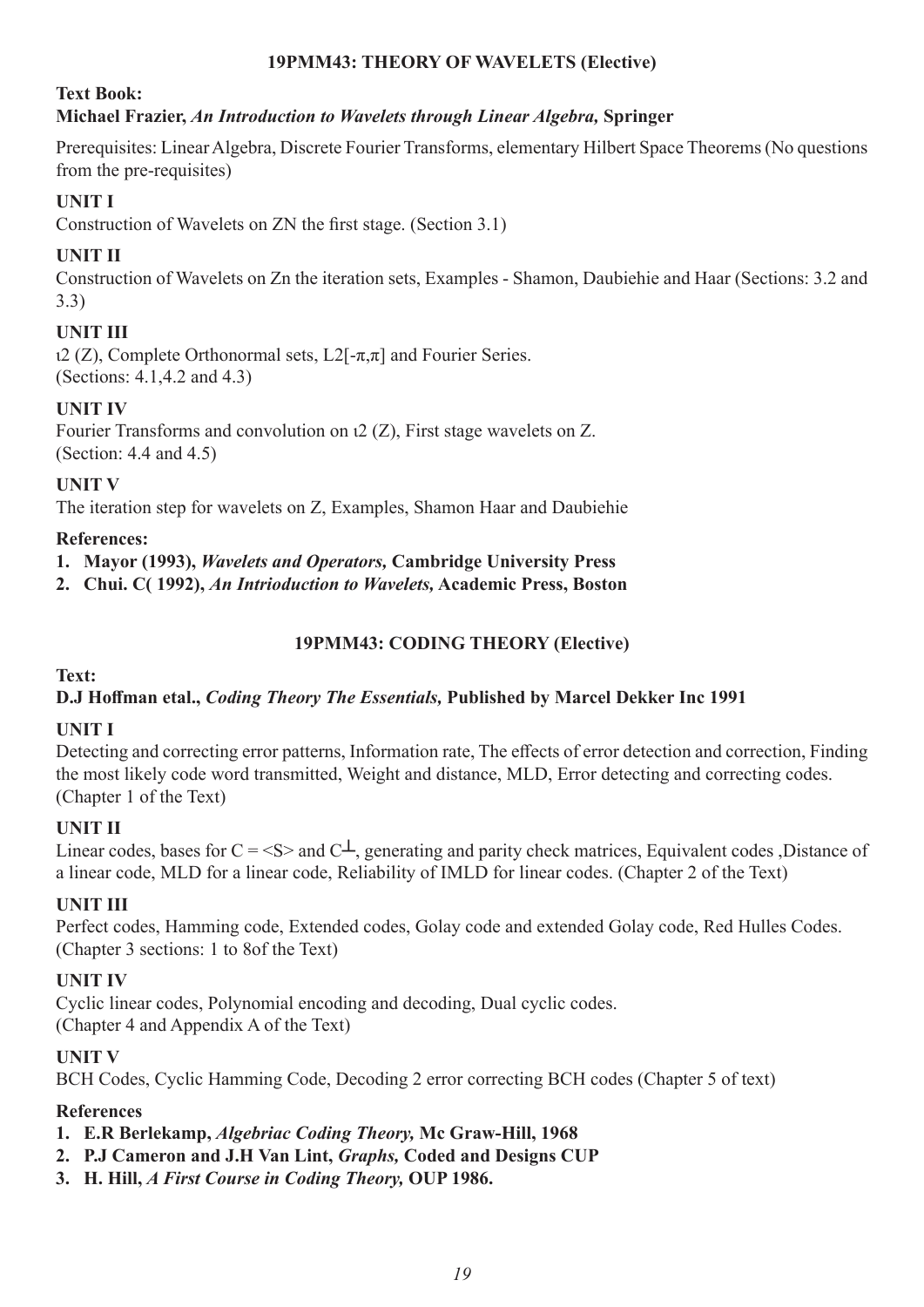## 19PMM43: THEORY OF WAVELETS (Elective)

**Text Book:**

**Michael Frazier,** ***An Introduction to Wavelets through Linear Algebra,*** **Springer**

Prerequisites: Linear Algebra, Discrete Fourier Transforms, elementary Hilbert Space Theorems (No questions from the pre-requisites)

### UNIT I

Construction of Wavelets on ZN the first stage. (Section 3.1)

### UNIT II

Construction of Wavelets on Zn the iteration sets, Examples - Shamon, Daubiehie and Haar (Sections: 3.2 and 3.3)

### UNIT III

ι2 (Z), Complete Orthonormal sets, L2[-π,π] and Fourier Series.
(Sections: 4.1,4.2 and 4.3)

### UNIT IV

Fourier Transforms and convolution on ι2 (Z), First stage wavelets on Z.
(Section: 4.4 and 4.5)

### UNIT V

The iteration step for wavelets on Z, Examples, Shamon Haar and Daubiehie

**References:**

1. **Mayor (1993),** ***Wavelets and Operators,*** **Cambridge University Press**
2. **Chui. C( 1992),** ***An Intrioduction to Wavelets,*** **Academic Press, Boston**

## 19PMM43: CODING THEORY (Elective)

**Text:**

**D.J Hoffman etal.,** ***Coding Theory The Essentials,*** **Published by Marcel Dekker Inc 1991**

### UNIT I

Detecting and correcting error patterns, Information rate, The effects of error detection and correction, Finding the most likely code word transmitted, Weight and distance, MLD, Error detecting and correcting codes. (Chapter 1 of the Text)

### UNIT II

Linear codes, bases for C = <S> and $C^{\perp}$, generating and parity check matrices, Equivalent codes ,Distance of a linear code, MLD for a linear code, Reliability of IMLD for linear codes. (Chapter 2 of the Text)

### UNIT III

Perfect codes, Hamming code, Extended codes, Golay code and extended Golay code, Red Hulles Codes. (Chapter 3 sections: 1 to 8of the Text)

### UNIT IV

Cyclic linear codes, Polynomial encoding and decoding, Dual cyclic codes.
(Chapter 4 and Appendix A of the Text)

### UNIT V

BCH Codes, Cyclic Hamming Code, Decoding 2 error correcting BCH codes (Chapter 5 of text)

**References**

1. **E.R Berlekamp,** ***Algebriac Coding Theory,*** **Mc Graw-Hill, 1968**
2. **P.J Cameron and J.H Van Lint,** ***Graphs,*** **Coded and Designs CUP**
3. **H. Hill,** ***A First Course in Coding Theory,*** **OUP 1986.**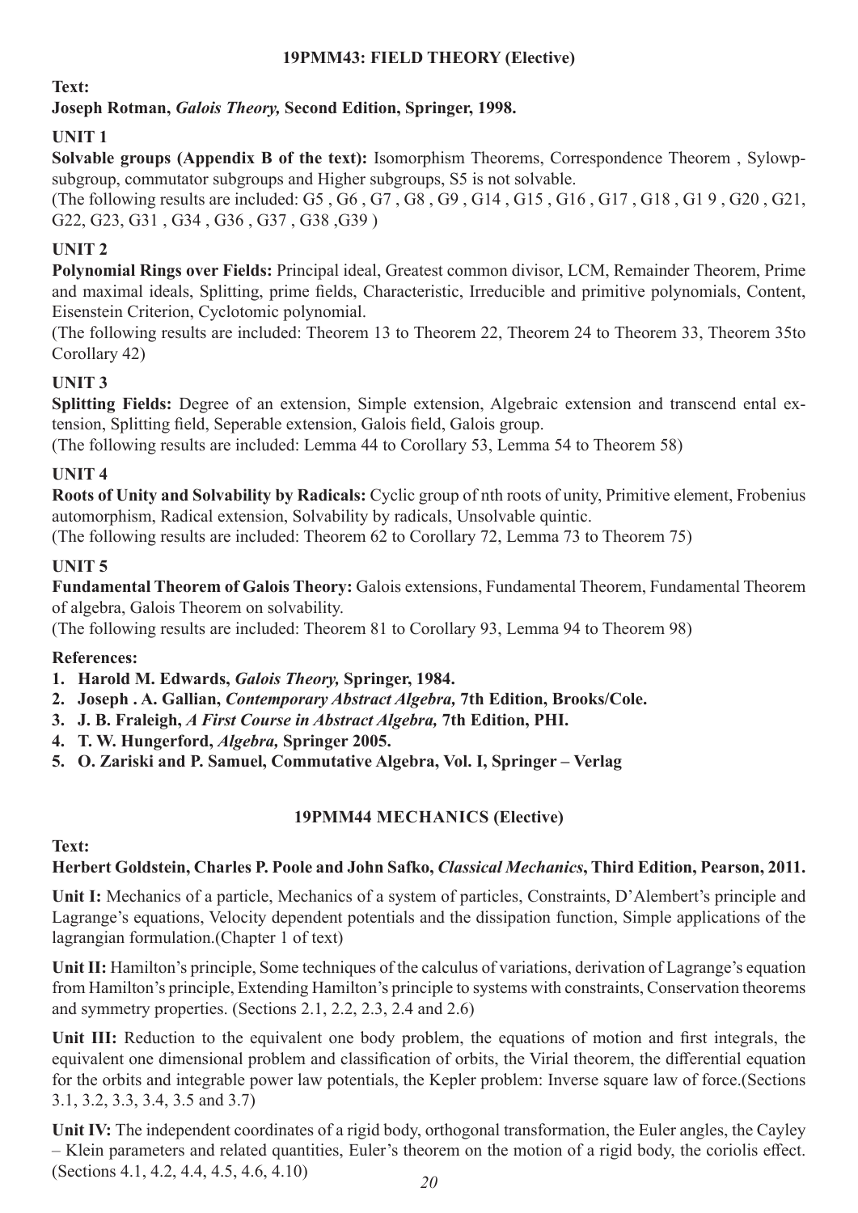### 19PMM43: FIELD THEORY (Elective)

**Text:**

**Joseph Rotman, *Galois Theory,* Second Edition, Springer, 1998.**

**UNIT 1**

**Solvable groups (Appendix B of the text):** Isomorphism Theorems, Correspondence Theorem , Sylowp-subgroup, commutator subgroups and Higher subgroups, S5 is not solvable.

(The following results are included: G5 , G6 , G7 , G8 , G9 , G14 , G15 , G16 , G17 , G18 , G1 9 , G20 , G21, G22, G23, G31 , G34 , G36 , G37 , G38 ,G39 )

**UNIT 2**

**Polynomial Rings over Fields:** Principal ideal, Greatest common divisor, LCM, Remainder Theorem, Prime and maximal ideals, Splitting, prime fields, Characteristic, Irreducible and primitive polynomials, Content, Eisenstein Criterion, Cyclotomic polynomial.

(The following results are included: Theorem 13 to Theorem 22, Theorem 24 to Theorem 33, Theorem 35to Corollary 42)

**UNIT 3**

**Splitting Fields:** Degree of an extension, Simple extension, Algebraic extension and transcend ental extension, Splitting field, Seperable extension, Galois field, Galois group.

(The following results are included: Lemma 44 to Corollary 53, Lemma 54 to Theorem 58)

**UNIT 4**

**Roots of Unity and Solvability by Radicals:** Cyclic group of nth roots of unity, Primitive element, Frobenius automorphism, Radical extension, Solvability by radicals, Unsolvable quintic.

(The following results are included: Theorem 62 to Corollary 72, Lemma 73 to Theorem 75)

**UNIT 5**

**Fundamental Theorem of Galois Theory:** Galois extensions, Fundamental Theorem, Fundamental Theorem of algebra, Galois Theorem on solvability.

(The following results are included: Theorem 81 to Corollary 93, Lemma 94 to Theorem 98)

**References:**

1. **Harold M. Edwards, *Galois Theory,* Springer, 1984.**
2. **Joseph . A. Gallian, *Contemporary Abstract Algebra,* 7th Edition, Brooks/Cole.**
3. **J. B. Fraleigh, *A First Course in Abstract Algebra,* 7th Edition, PHI.**
4. **T. W. Hungerford, *Algebra,* Springer 2005.**
5. **O. Zariski and P. Samuel, Commutative Algebra, Vol. I, Springer – Verlag**

### 19PMM44 MECHANICS (Elective)

**Text:**

**Herbert Goldstein, Charles P. Poole and John Safko, *Classical Mechanics*, Third Edition, Pearson, 2011.**

**Unit I:** Mechanics of a particle, Mechanics of a system of particles, Constraints, D'Alembert's principle and Lagrange's equations, Velocity dependent potentials and the dissipation function, Simple applications of the lagrangian formulation.(Chapter 1 of text)

**Unit II:** Hamilton's principle, Some techniques of the calculus of variations, derivation of Lagrange's equation from Hamilton's principle, Extending Hamilton's principle to systems with constraints, Conservation theorems and symmetry properties. (Sections 2.1, 2.2, 2.3, 2.4 and 2.6)

**Unit III:** Reduction to the equivalent one body problem, the equations of motion and first integrals, the equivalent one dimensional problem and classification of orbits, the Virial theorem, the differential equation for the orbits and integrable power law potentials, the Kepler problem: Inverse square law of force.(Sections 3.1, 3.2, 3.3, 3.4, 3.5 and 3.7)

**Unit IV:** The independent coordinates of a rigid body, orthogonal transformation, the Euler angles, the Cayley – Klein parameters and related quantities, Euler's theorem on the motion of a rigid body, the coriolis effect. (Sections 4.1, 4.2, 4.4, 4.5, 4.6, 4.10)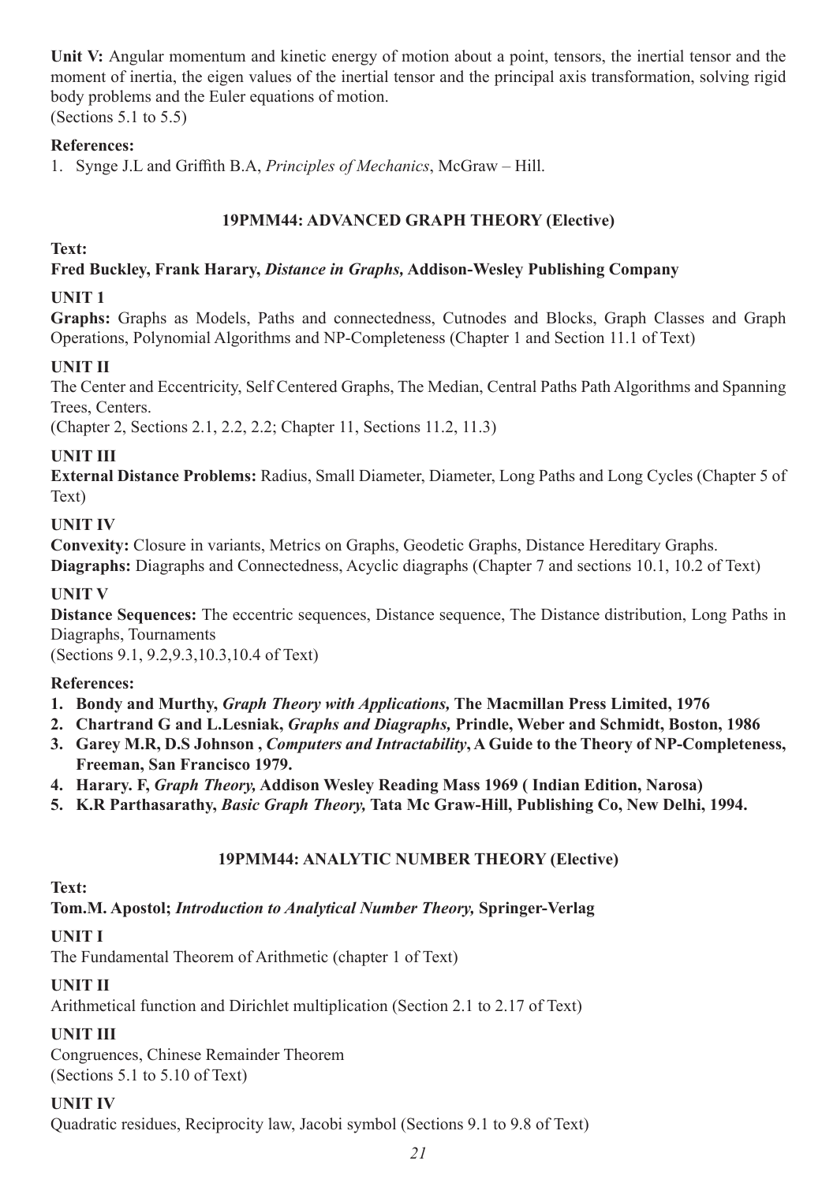**Unit V:** Angular momentum and kinetic energy of motion about a point, tensors, the inertial tensor and the moment of inertia, the eigen values of the inertial tensor and the principal axis transformation, solving rigid body problems and the Euler equations of motion.
(Sections 5.1 to 5.5)

**References:**

1. Synge J.L and Griffith B.A, *Principles of Mechanics*, McGraw – Hill.

## 19PMM44: ADVANCED GRAPH THEORY (Elective)

**Text:**

**Fred Buckley, Frank Harary, *Distance in Graphs,* Addison-Wesley Publishing Company**

**UNIT 1**

**Graphs:** Graphs as Models, Paths and connectedness, Cutnodes and Blocks, Graph Classes and Graph Operations, Polynomial Algorithms and NP-Completeness (Chapter 1 and Section 11.1 of Text)

**UNIT II**

The Center and Eccentricity, Self Centered Graphs, The Median, Central Paths Path Algorithms and Spanning Trees, Centers.
(Chapter 2, Sections 2.1, 2.2, 2.2; Chapter 11, Sections 11.2, 11.3)

**UNIT III**

**External Distance Problems:** Radius, Small Diameter, Diameter, Long Paths and Long Cycles (Chapter 5 of Text)

**UNIT IV**

**Convexity:** Closure in variants, Metrics on Graphs, Geodetic Graphs, Distance Hereditary Graphs.
**Diagraphs:** Diagraphs and Connectedness, Acyclic diagraphs (Chapter 7 and sections 10.1, 10.2 of Text)

**UNIT V**

**Distance Sequences:** The eccentric sequences, Distance sequence, The Distance distribution, Long Paths in Diagraphs, Tournaments
(Sections 9.1, 9.2,9.3,10.3,10.4 of Text)

**References:**

1. **Bondy and Murthy, *Graph Theory with Applications,* The Macmillan Press Limited, 1976**
2. **Chartrand G and L.Lesniak, *Graphs and Diagraphs,* Prindle, Weber and Schmidt, Boston, 1986**
3. **Garey M.R, D.S Johnson , *Computers and Intractability*, A Guide to the Theory of NP-Completeness, Freeman, San Francisco 1979.**
4. **Harary. F, *Graph Theory,* Addison Wesley Reading Mass 1969 ( Indian Edition, Narosa)**
5. **K.R Parthasarathy, *Basic Graph Theory,* Tata Mc Graw-Hill, Publishing Co, New Delhi, 1994.**

## 19PMM44: ANALYTIC NUMBER THEORY (Elective)

**Text:**

**Tom.M. Apostol; *Introduction to Analytical Number Theory,* Springer-Verlag**

**UNIT I**

The Fundamental Theorem of Arithmetic (chapter 1 of Text)

**UNIT II**

Arithmetical function and Dirichlet multiplication (Section 2.1 to 2.17 of Text)

**UNIT III**

Congruences, Chinese Remainder Theorem
(Sections 5.1 to 5.10 of Text)

**UNIT IV**

Quadratic residues, Reciprocity law, Jacobi symbol (Sections 9.1 to 9.8 of Text)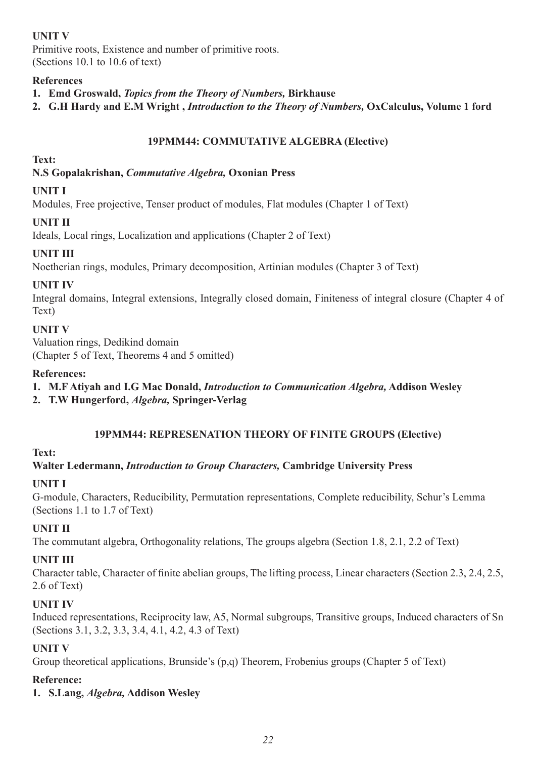**UNIT V**

Primitive roots, Existence and number of primitive roots.
(Sections 10.1 to 10.6 of text)

**References**

1. **Emd Groswald,** ***Topics from the Theory of Numbers,*** **Birkhause**
2. **G.H Hardy and E.M Wright ,** ***Introduction to the Theory of Numbers,*** **OxCalculus, Volume 1 ford**

## 19PMM44: COMMUTATIVE ALGEBRA (Elective)

**Text:**

**N.S Gopalakrishan,** ***Commutative Algebra,*** **Oxonian Press**

**UNIT I**

Modules, Free projective, Tenser product of modules, Flat modules (Chapter 1 of Text)

**UNIT II**

Ideals, Local rings, Localization and applications (Chapter 2 of Text)

**UNIT III**

Noetherian rings, modules, Primary decomposition, Artinian modules (Chapter 3 of Text)

**UNIT IV**

Integral domains, Integral extensions, Integrally closed domain, Finiteness of integral closure (Chapter 4 of Text)

**UNIT V**

Valuation rings, Dedikind domain
(Chapter 5 of Text, Theorems 4 and 5 omitted)

**References:**

1. **M.F Atiyah and I.G Mac Donald,** ***Introduction to Communication Algebra,*** **Addison Wesley**
2. **T.W Hungerford,** ***Algebra,*** **Springer-Verlag**

## 19PMM44: REPRESENATION THEORY OF FINITE GROUPS (Elective)

**Text:**

**Walter Ledermann,** ***Introduction to Group Characters,*** **Cambridge University Press**

**UNIT I**

G-module, Characters, Reducibility, Permutation representations, Complete reducibility, Schur's Lemma (Sections 1.1 to 1.7 of Text)

**UNIT II**

The commutant algebra, Orthogonality relations, The groups algebra (Section 1.8, 2.1, 2.2 of Text)

**UNIT III**

Character table, Character of finite abelian groups, The lifting process, Linear characters (Section 2.3, 2.4, 2.5, 2.6 of Text)

**UNIT IV**

Induced representations, Reciprocity law, A5, Normal subgroups, Transitive groups, Induced characters of Sn (Sections 3.1, 3.2, 3.3, 3.4, 4.1, 4.2, 4.3 of Text)

**UNIT V**

Group theoretical applications, Brunside's (p,q) Theorem, Frobenius groups (Chapter 5 of Text)

**Reference:**

1. **S.Lang,** ***Algebra,*** **Addison Wesley**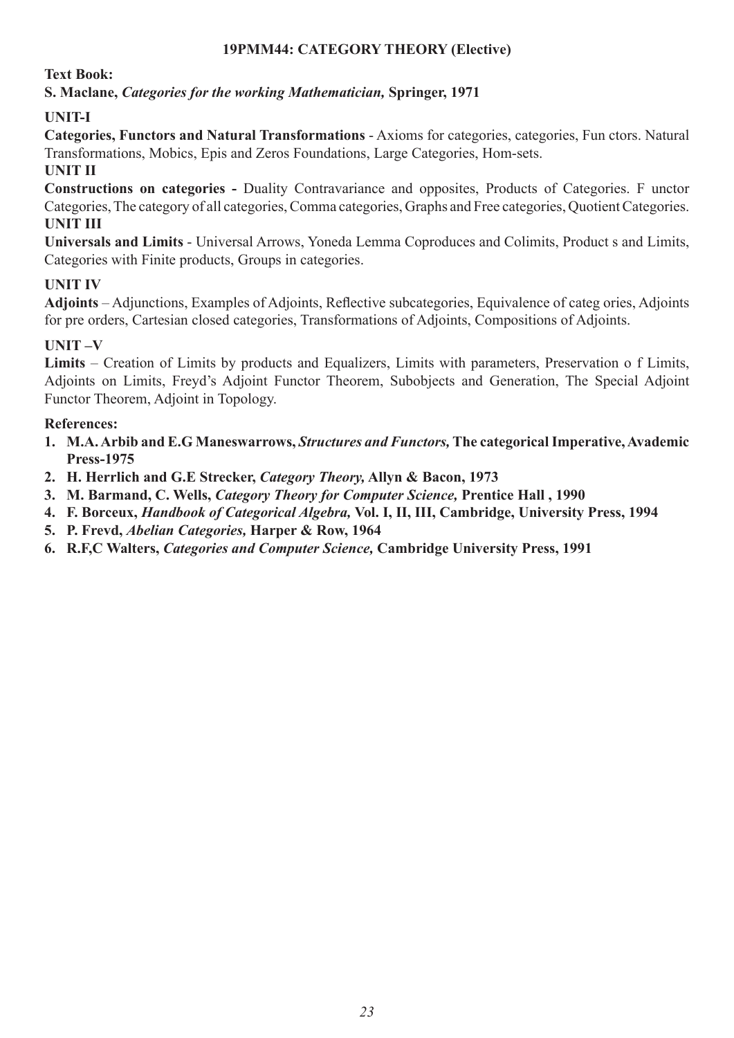### 19PMM44: CATEGORY THEORY (Elective)

**Text Book:**

**S. Maclane,** ***Categories for the working Mathematician,*** **Springer, 1971**

**UNIT-I**

**Categories, Functors and Natural Transformations** - Axioms for categories, categories, Fun ctors. Natural Transformations, Mobics, Epis and Zeros Foundations, Large Categories, Hom-sets.

**UNIT II**

**Constructions on categories -** Duality Contravariance and opposites, Products of Categories. F unctor Categories, The category of all categories, Comma categories, Graphs and Free categories, Quotient Categories.

**UNIT III**

**Universals and Limits** - Universal Arrows, Yoneda Lemma Coproduces and Colimits, Product s and Limits, Categories with Finite products, Groups in categories.

**UNIT IV**

**Adjoints** – Adjunctions, Examples of Adjoints, Reflective subcategories, Equivalence of categ ories, Adjoints for pre orders, Cartesian closed categories, Transformations of Adjoints, Compositions of Adjoints.

**UNIT –V**

**Limits** – Creation of Limits by products and Equalizers, Limits with parameters, Preservation o f Limits, Adjoints on Limits, Freyd's Adjoint Functor Theorem, Subobjects and Generation, The Special Adjoint Functor Theorem, Adjoint in Topology.

**References:**

1. **M.A. Arbib and E.G Maneswarrows,** ***Structures and Functors,*** **The categorical Imperative, Avademic Press-1975**
2. **H. Herrlich and G.E Strecker,** ***Category Theory,*** **Allyn & Bacon, 1973**
3. **M. Barmand, C. Wells,** ***Category Theory for Computer Science,*** **Prentice Hall , 1990**
4. **F. Borceux,** ***Handbook of Categorical Algebra,*** **Vol. I, II, III, Cambridge, University Press, 1994**
5. **P. Frevd,** ***Abelian Categories,*** **Harper & Row, 1964**
6. **R.F,C Walters,** ***Categories and Computer Science,*** **Cambridge University Press, 1991**